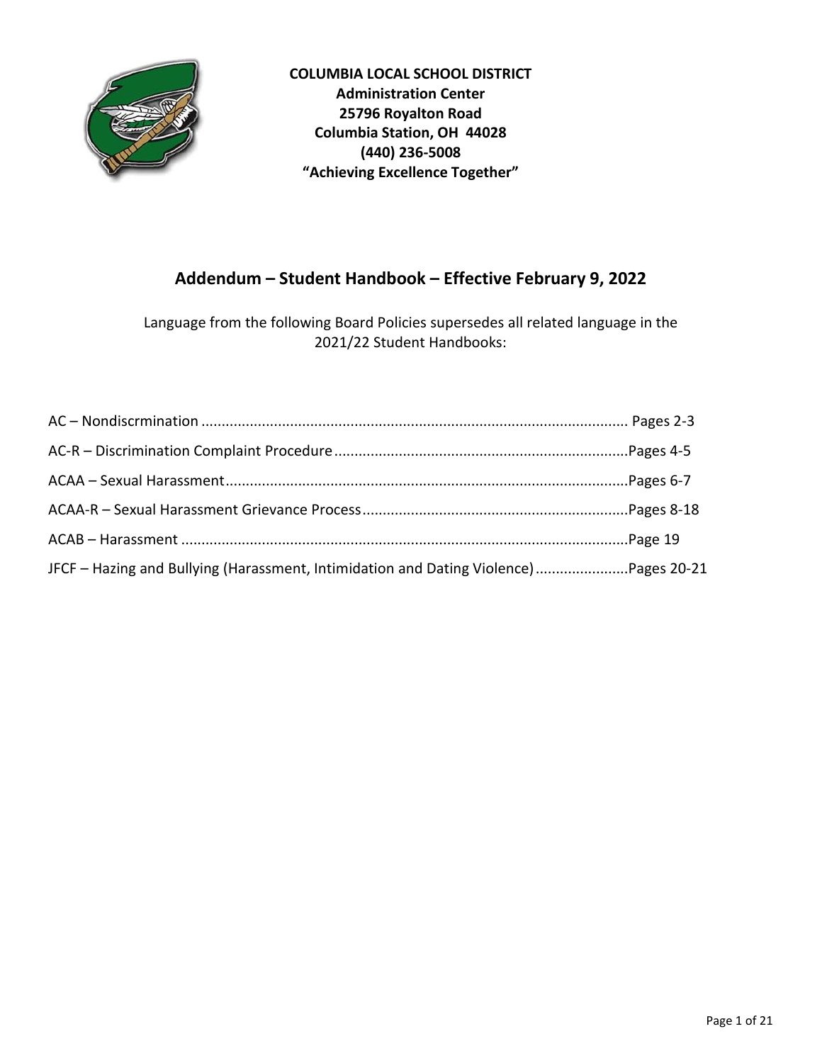**COLUMBIA LOCAL SCHOOL DISTRICT**
**Administration Center**
**25796 Royalton Road**
**Columbia Station, OH 44028**
**(440) 236-5008**
**"Achieving Excellence Together"**

# Addendum – Student Handbook – Effective February 9, 2022

Language from the following Board Policies supersedes all related language in the 2021/22 Student Handbooks:

AC – Nondiscrmination ........................................................................................................ Pages 2-3

AC-R – Discrimination Complaint Procedure ........................................................................Pages 4-5

ACAA – Sexual Harassment...................................................................................................Pages 6-7

ACAA-R – Sexual Harassment Grievance Process .................................................................Pages 8-18

ACAB – Harassment ..............................................................................................................Page 19

JFCF – Hazing and Bullying (Harassment, Intimidation and Dating Violence).......................Pages 20-21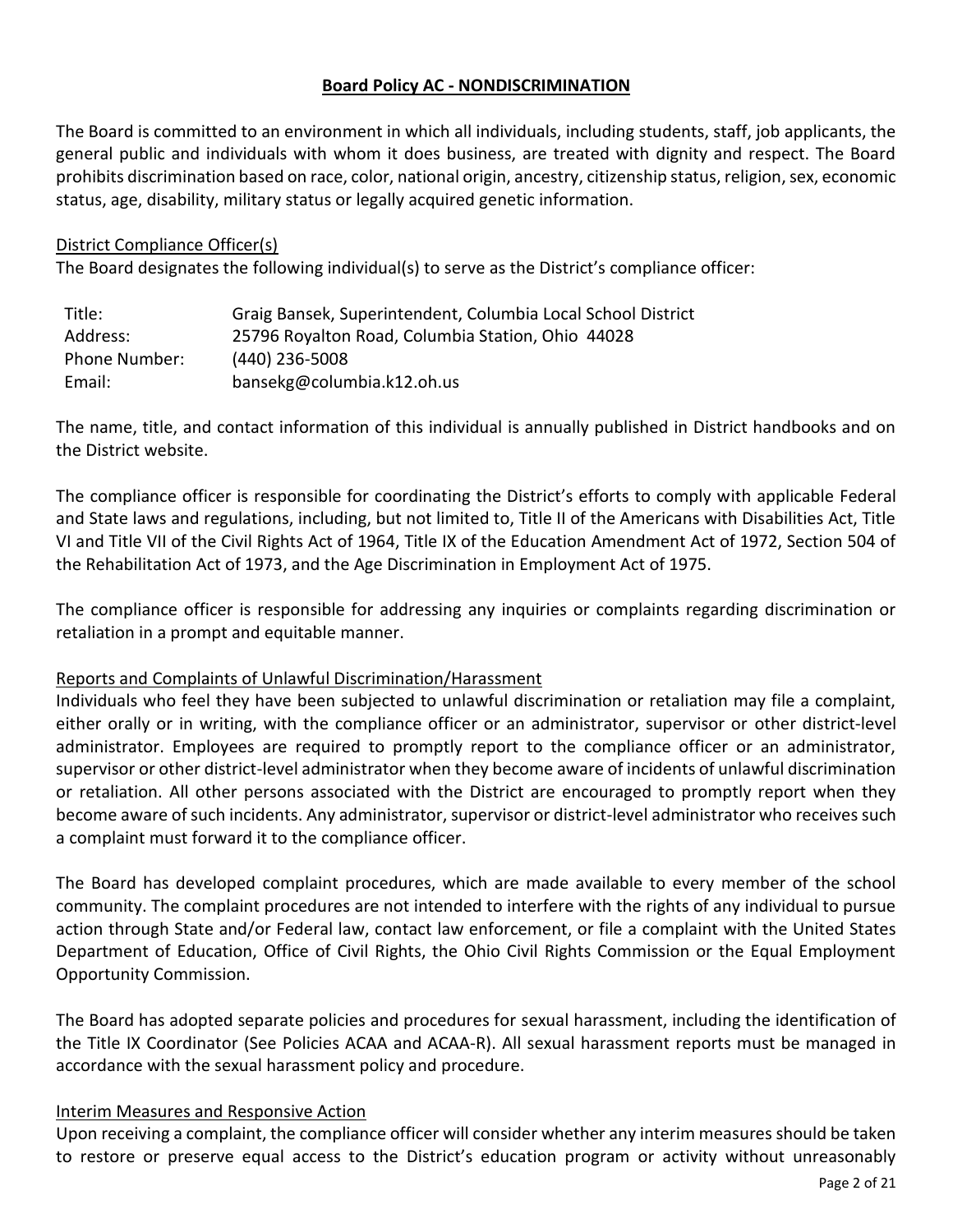## Board Policy AC - NONDISCRIMINATION

The Board is committed to an environment in which all individuals, including students, staff, job applicants, the general public and individuals with whom it does business, are treated with dignity and respect. The Board prohibits discrimination based on race, color, national origin, ancestry, citizenship status, religion, sex, economic status, age, disability, military status or legally acquired genetic information.

### District Compliance Officer(s)

The Board designates the following individual(s) to serve as the District's compliance officer:

| | |
|---|---|
| Title: | Graig Bansek, Superintendent, Columbia Local School District |
| Address: | 25796 Royalton Road, Columbia Station, Ohio 44028 |
| Phone Number: | (440) 236-5008 |
| Email: | bansekg@columbia.k12.oh.us |

The name, title, and contact information of this individual is annually published in District handbooks and on the District website.

The compliance officer is responsible for coordinating the District's efforts to comply with applicable Federal and State laws and regulations, including, but not limited to, Title II of the Americans with Disabilities Act, Title VI and Title VII of the Civil Rights Act of 1964, Title IX of the Education Amendment Act of 1972, Section 504 of the Rehabilitation Act of 1973, and the Age Discrimination in Employment Act of 1975.

The compliance officer is responsible for addressing any inquiries or complaints regarding discrimination or retaliation in a prompt and equitable manner.

### Reports and Complaints of Unlawful Discrimination/Harassment

Individuals who feel they have been subjected to unlawful discrimination or retaliation may file a complaint, either orally or in writing, with the compliance officer or an administrator, supervisor or other district-level administrator. Employees are required to promptly report to the compliance officer or an administrator, supervisor or other district-level administrator when they become aware of incidents of unlawful discrimination or retaliation. All other persons associated with the District are encouraged to promptly report when they become aware of such incidents. Any administrator, supervisor or district-level administrator who receives such a complaint must forward it to the compliance officer.

The Board has developed complaint procedures, which are made available to every member of the school community. The complaint procedures are not intended to interfere with the rights of any individual to pursue action through State and/or Federal law, contact law enforcement, or file a complaint with the United States Department of Education, Office of Civil Rights, the Ohio Civil Rights Commission or the Equal Employment Opportunity Commission.

The Board has adopted separate policies and procedures for sexual harassment, including the identification of the Title IX Coordinator (See Policies ACAA and ACAA-R). All sexual harassment reports must be managed in accordance with the sexual harassment policy and procedure.

### Interim Measures and Responsive Action

Upon receiving a complaint, the compliance officer will consider whether any interim measures should be taken to restore or preserve equal access to the District's education program or activity without unreasonably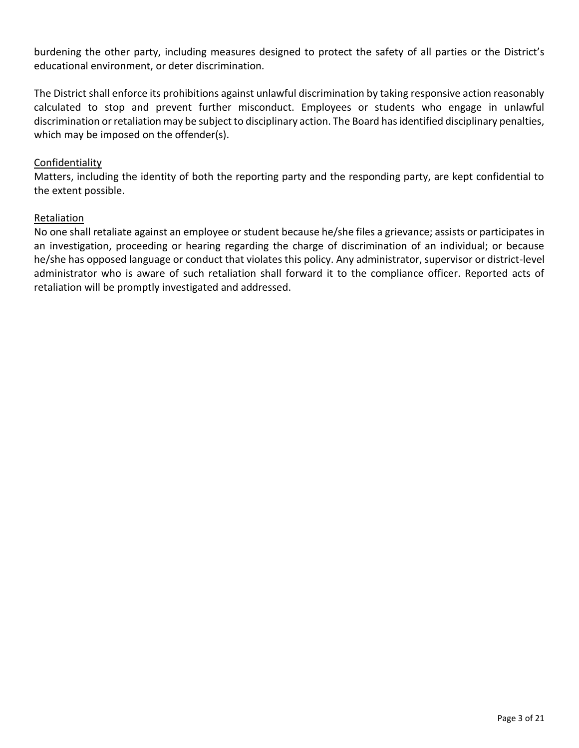burdening the other party, including measures designed to protect the safety of all parties or the District's educational environment, or deter discrimination.

The District shall enforce its prohibitions against unlawful discrimination by taking responsive action reasonably calculated to stop and prevent further misconduct. Employees or students who engage in unlawful discrimination or retaliation may be subject to disciplinary action. The Board has identified disciplinary penalties, which may be imposed on the offender(s).

<u>Confidentiality</u>

Matters, including the identity of both the reporting party and the responding party, are kept confidential to the extent possible.

<u>Retaliation</u>

No one shall retaliate against an employee or student because he/she files a grievance; assists or participates in an investigation, proceeding or hearing regarding the charge of discrimination of an individual; or because he/she has opposed language or conduct that violates this policy. Any administrator, supervisor or district-level administrator who is aware of such retaliation shall forward it to the compliance officer. Reported acts of retaliation will be promptly investigated and addressed.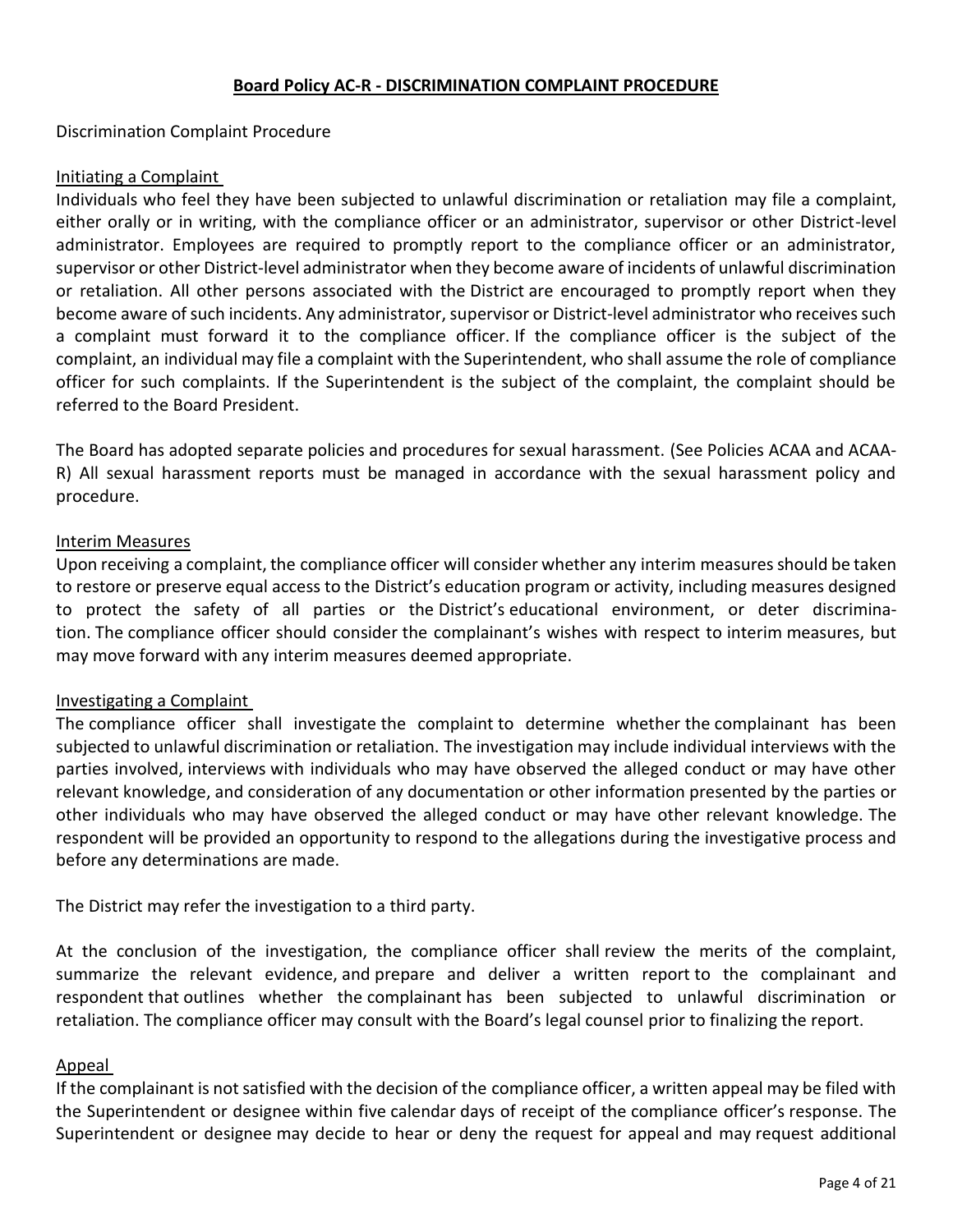## Board Policy AC-R - DISCRIMINATION COMPLAINT PROCEDURE

Discrimination Complaint Procedure

### Initiating a Complaint

Individuals who feel they have been subjected to unlawful discrimination or retaliation may file a complaint, either orally or in writing, with the compliance officer or an administrator, supervisor or other District-level administrator. Employees are required to promptly report to the compliance officer or an administrator, supervisor or other District-level administrator when they become aware of incidents of unlawful discrimination or retaliation. All other persons associated with the District are encouraged to promptly report when they become aware of such incidents. Any administrator, supervisor or District-level administrator who receives such a complaint must forward it to the compliance officer. If the compliance officer is the subject of the complaint, an individual may file a complaint with the Superintendent, who shall assume the role of compliance officer for such complaints. If the Superintendent is the subject of the complaint, the complaint should be referred to the Board President.

The Board has adopted separate policies and procedures for sexual harassment. (See Policies ACAA and ACAA-R) All sexual harassment reports must be managed in accordance with the sexual harassment policy and procedure.

### Interim Measures

Upon receiving a complaint, the compliance officer will consider whether any interim measures should be taken to restore or preserve equal access to the District's education program or activity, including measures designed to protect the safety of all parties or the District's educational environment, or deter discrimination. The compliance officer should consider the complainant's wishes with respect to interim measures, but may move forward with any interim measures deemed appropriate.

### Investigating a Complaint

The compliance officer shall investigate the complaint to determine whether the complainant has been subjected to unlawful discrimination or retaliation. The investigation may include individual interviews with the parties involved, interviews with individuals who may have observed the alleged conduct or may have other relevant knowledge, and consideration of any documentation or other information presented by the parties or other individuals who may have observed the alleged conduct or may have other relevant knowledge. The respondent will be provided an opportunity to respond to the allegations during the investigative process and before any determinations are made.

The District may refer the investigation to a third party.

At the conclusion of the investigation, the compliance officer shall review the merits of the complaint, summarize the relevant evidence, and prepare and deliver a written report to the complainant and respondent that outlines whether the complainant has been subjected to unlawful discrimination or retaliation. The compliance officer may consult with the Board's legal counsel prior to finalizing the report.

### Appeal

If the complainant is not satisfied with the decision of the compliance officer, a written appeal may be filed with the Superintendent or designee within five calendar days of receipt of the compliance officer's response. The Superintendent or designee may decide to hear or deny the request for appeal and may request additional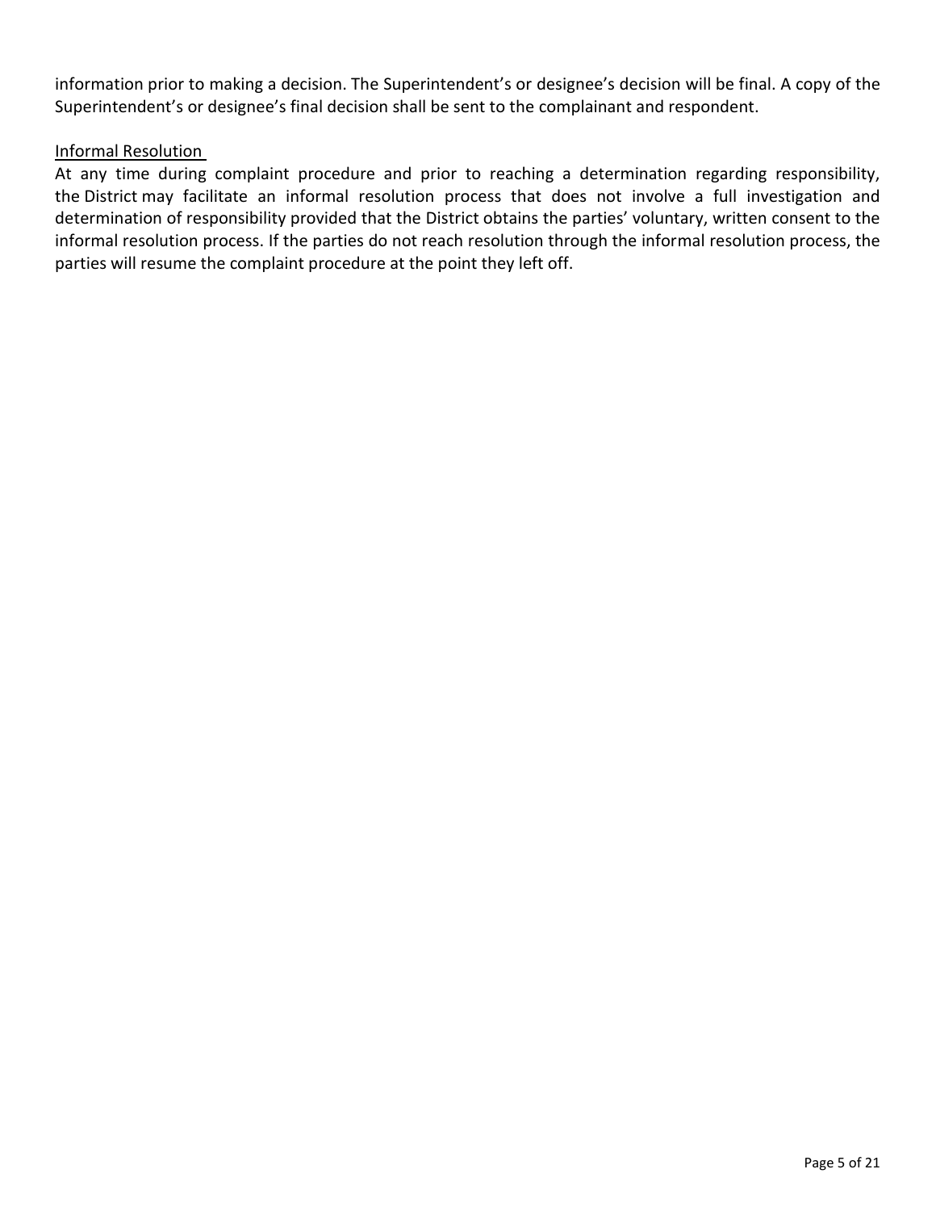information prior to making a decision. The Superintendent's or designee's decision will be final. A copy of the Superintendent's or designee's final decision shall be sent to the complainant and respondent.

Informal Resolution

At any time during complaint procedure and prior to reaching a determination regarding responsibility, the District may facilitate an informal resolution process that does not involve a full investigation and determination of responsibility provided that the District obtains the parties' voluntary, written consent to the informal resolution process. If the parties do not reach resolution through the informal resolution process, the parties will resume the complaint procedure at the point they left off.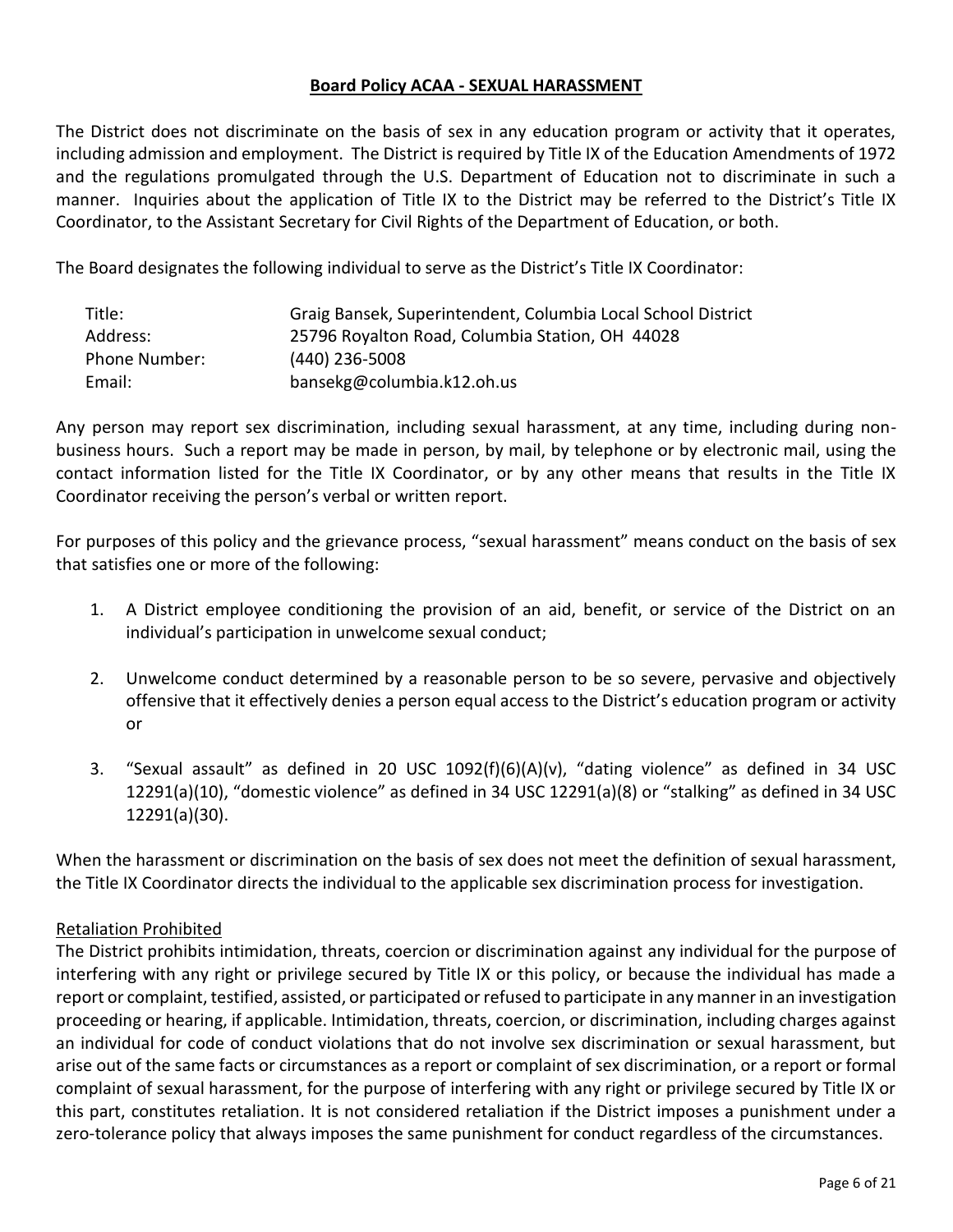## Board Policy ACAA - SEXUAL HARASSMENT

The District does not discriminate on the basis of sex in any education program or activity that it operates, including admission and employment. The District is required by Title IX of the Education Amendments of 1972 and the regulations promulgated through the U.S. Department of Education not to discriminate in such a manner. Inquiries about the application of Title IX to the District may be referred to the District's Title IX Coordinator, to the Assistant Secretary for Civil Rights of the Department of Education, or both.

The Board designates the following individual to serve as the District's Title IX Coordinator:

| | |
|---|---|
| Title: | Graig Bansek, Superintendent, Columbia Local School District |
| Address: | 25796 Royalton Road, Columbia Station, OH 44028 |
| Phone Number: | (440) 236-5008 |
| Email: | bansekg@columbia.k12.oh.us |

Any person may report sex discrimination, including sexual harassment, at any time, including during non-business hours. Such a report may be made in person, by mail, by telephone or by electronic mail, using the contact information listed for the Title IX Coordinator, or by any other means that results in the Title IX Coordinator receiving the person's verbal or written report.

For purposes of this policy and the grievance process, "sexual harassment" means conduct on the basis of sex that satisfies one or more of the following:

1. A District employee conditioning the provision of an aid, benefit, or service of the District on an individual's participation in unwelcome sexual conduct;

2. Unwelcome conduct determined by a reasonable person to be so severe, pervasive and objectively offensive that it effectively denies a person equal access to the District's education program or activity or

3. "Sexual assault" as defined in 20 USC 1092(f)(6)(A)(v), "dating violence" as defined in 34 USC 12291(a)(10), "domestic violence" as defined in 34 USC 12291(a)(8) or "stalking" as defined in 34 USC 12291(a)(30).

When the harassment or discrimination on the basis of sex does not meet the definition of sexual harassment, the Title IX Coordinator directs the individual to the applicable sex discrimination process for investigation.

Retaliation Prohibited

The District prohibits intimidation, threats, coercion or discrimination against any individual for the purpose of interfering with any right or privilege secured by Title IX or this policy, or because the individual has made a report or complaint, testified, assisted, or participated or refused to participate in any manner in an investigation proceeding or hearing, if applicable. Intimidation, threats, coercion, or discrimination, including charges against an individual for code of conduct violations that do not involve sex discrimination or sexual harassment, but arise out of the same facts or circumstances as a report or complaint of sex discrimination, or a report or formal complaint of sexual harassment, for the purpose of interfering with any right or privilege secured by Title IX or this part, constitutes retaliation. It is not considered retaliation if the District imposes a punishment under a zero-tolerance policy that always imposes the same punishment for conduct regardless of the circumstances.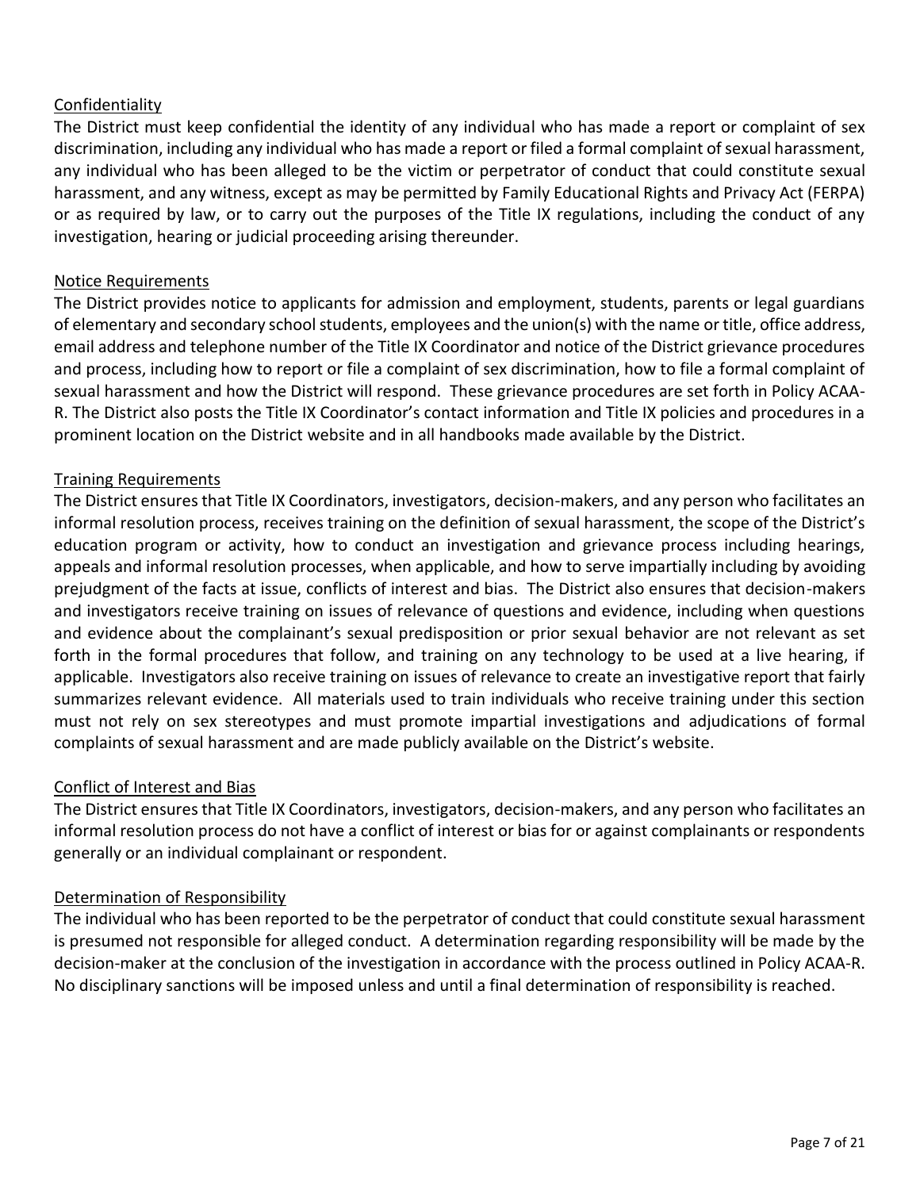<u>Confidentiality</u>

The District must keep confidential the identity of any individual who has made a report or complaint of sex discrimination, including any individual who has made a report or filed a formal complaint of sexual harassment, any individual who has been alleged to be the victim or perpetrator of conduct that could constitute sexual harassment, and any witness, except as may be permitted by Family Educational Rights and Privacy Act (FERPA) or as required by law, or to carry out the purposes of the Title IX regulations, including the conduct of any investigation, hearing or judicial proceeding arising thereunder.

<u>Notice Requirements</u>

The District provides notice to applicants for admission and employment, students, parents or legal guardians of elementary and secondary school students, employees and the union(s) with the name or title, office address, email address and telephone number of the Title IX Coordinator and notice of the District grievance procedures and process, including how to report or file a complaint of sex discrimination, how to file a formal complaint of sexual harassment and how the District will respond. These grievance procedures are set forth in Policy ACAA-R. The District also posts the Title IX Coordinator's contact information and Title IX policies and procedures in a prominent location on the District website and in all handbooks made available by the District.

<u>Training Requirements</u>

The District ensures that Title IX Coordinators, investigators, decision-makers, and any person who facilitates an informal resolution process, receives training on the definition of sexual harassment, the scope of the District's education program or activity, how to conduct an investigation and grievance process including hearings, appeals and informal resolution processes, when applicable, and how to serve impartially including by avoiding prejudgment of the facts at issue, conflicts of interest and bias. The District also ensures that decision-makers and investigators receive training on issues of relevance of questions and evidence, including when questions and evidence about the complainant's sexual predisposition or prior sexual behavior are not relevant as set forth in the formal procedures that follow, and training on any technology to be used at a live hearing, if applicable. Investigators also receive training on issues of relevance to create an investigative report that fairly summarizes relevant evidence. All materials used to train individuals who receive training under this section must not rely on sex stereotypes and must promote impartial investigations and adjudications of formal complaints of sexual harassment and are made publicly available on the District's website.

<u>Conflict of Interest and Bias</u>

The District ensures that Title IX Coordinators, investigators, decision-makers, and any person who facilitates an informal resolution process do not have a conflict of interest or bias for or against complainants or respondents generally or an individual complainant or respondent.

<u>Determination of Responsibility</u>

The individual who has been reported to be the perpetrator of conduct that could constitute sexual harassment is presumed not responsible for alleged conduct. A determination regarding responsibility will be made by the decision-maker at the conclusion of the investigation in accordance with the process outlined in Policy ACAA-R. No disciplinary sanctions will be imposed unless and until a final determination of responsibility is reached.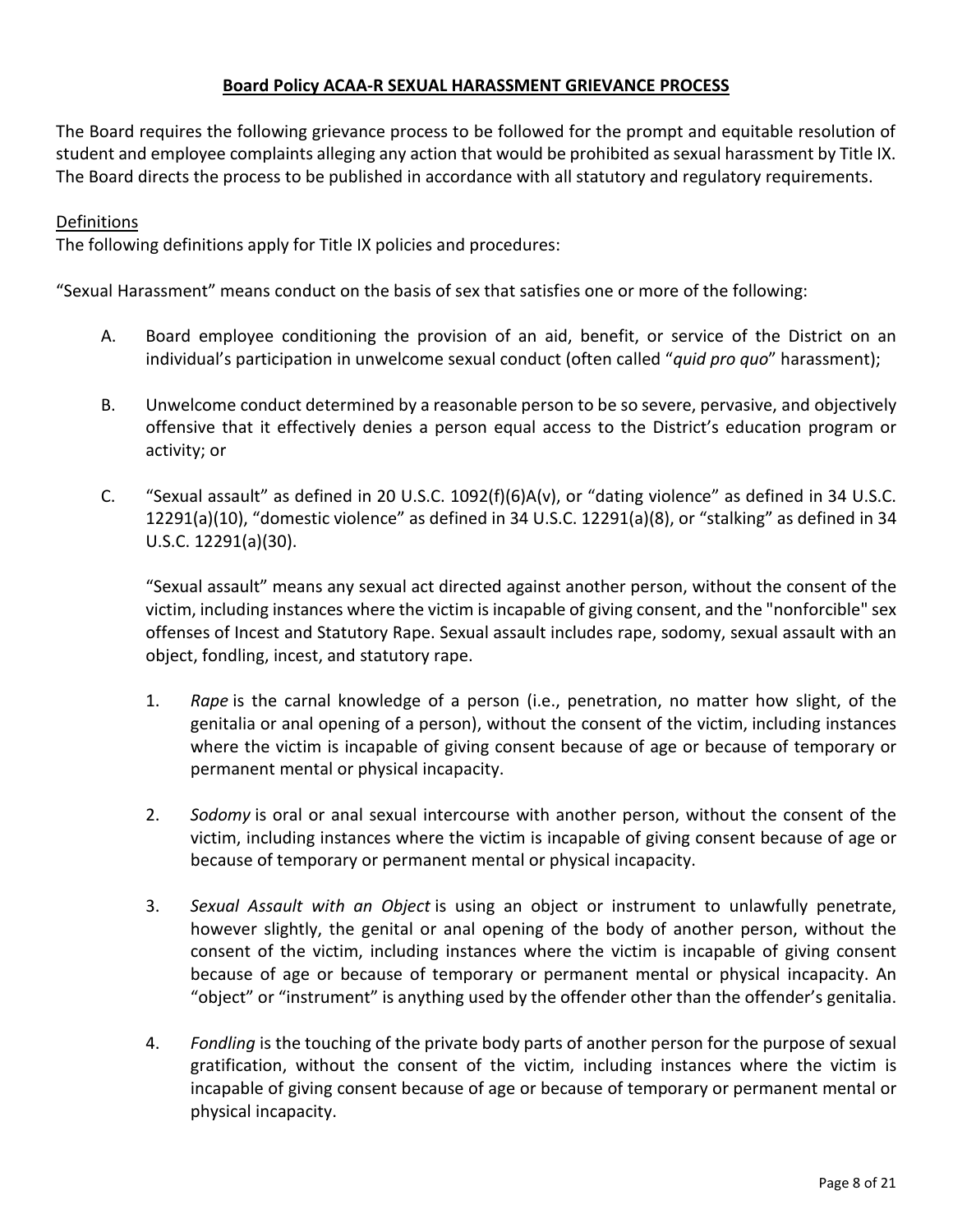# Board Policy ACAA-R SEXUAL HARASSMENT GRIEVANCE PROCESS

The Board requires the following grievance process to be followed for the prompt and equitable resolution of student and employee complaints alleging any action that would be prohibited as sexual harassment by Title IX. The Board directs the process to be published in accordance with all statutory and regulatory requirements.

## Definitions

The following definitions apply for Title IX policies and procedures:

"Sexual Harassment" means conduct on the basis of sex that satisfies one or more of the following:

A. Board employee conditioning the provision of an aid, benefit, or service of the District on an individual's participation in unwelcome sexual conduct (often called "*quid pro quo*" harassment);

B. Unwelcome conduct determined by a reasonable person to be so severe, pervasive, and objectively offensive that it effectively denies a person equal access to the District's education program or activity; or

C. "Sexual assault" as defined in 20 U.S.C. 1092(f)(6)A(v), or "dating violence" as defined in 34 U.S.C. 12291(a)(10), "domestic violence" as defined in 34 U.S.C. 12291(a)(8), or "stalking" as defined in 34 U.S.C. 12291(a)(30).

   "Sexual assault" means any sexual act directed against another person, without the consent of the victim, including instances where the victim is incapable of giving consent, and the "nonforcible" sex offenses of Incest and Statutory Rape. Sexual assault includes rape, sodomy, sexual assault with an object, fondling, incest, and statutory rape.

   1. *Rape* is the carnal knowledge of a person (i.e., penetration, no matter how slight, of the genitalia or anal opening of a person), without the consent of the victim, including instances where the victim is incapable of giving consent because of age or because of temporary or permanent mental or physical incapacity.

   2. *Sodomy* is oral or anal sexual intercourse with another person, without the consent of the victim, including instances where the victim is incapable of giving consent because of age or because of temporary or permanent mental or physical incapacity.

   3. *Sexual Assault with an Object* is using an object or instrument to unlawfully penetrate, however slightly, the genital or anal opening of the body of another person, without the consent of the victim, including instances where the victim is incapable of giving consent because of age or because of temporary or permanent mental or physical incapacity. An "object" or "instrument" is anything used by the offender other than the offender's genitalia.

   4. *Fondling* is the touching of the private body parts of another person for the purpose of sexual gratification, without the consent of the victim, including instances where the victim is incapable of giving consent because of age or because of temporary or permanent mental or physical incapacity.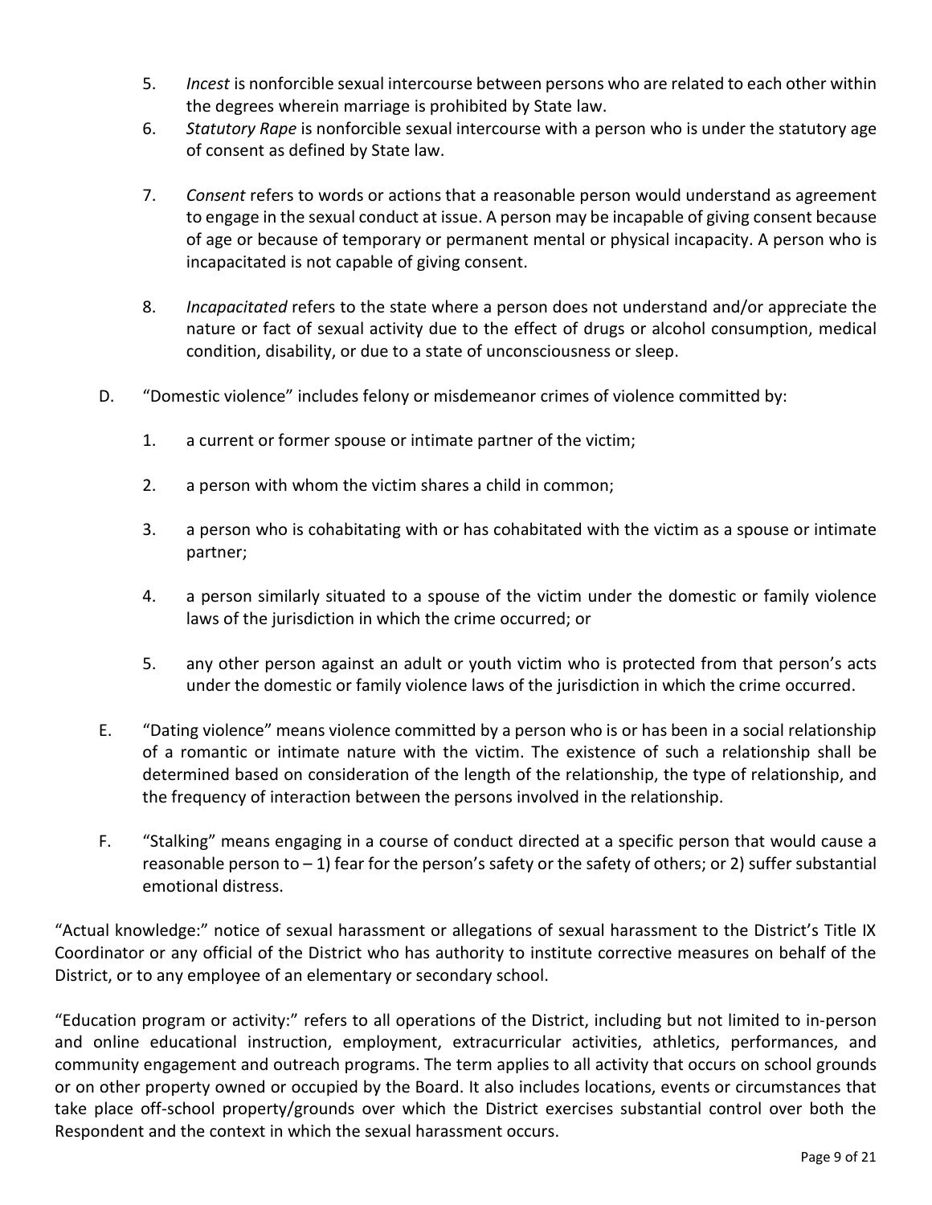5. *Incest* is nonforcible sexual intercourse between persons who are related to each other within the degrees wherein marriage is prohibited by State law.
6. *Statutory Rape* is nonforcible sexual intercourse with a person who is under the statutory age of consent as defined by State law.
7. *Consent* refers to words or actions that a reasonable person would understand as agreement to engage in the sexual conduct at issue. A person may be incapable of giving consent because of age or because of temporary or permanent mental or physical incapacity. A person who is incapacitated is not capable of giving consent.
8. *Incapacitated* refers to the state where a person does not understand and/or appreciate the nature or fact of sexual activity due to the effect of drugs or alcohol consumption, medical condition, disability, or due to a state of unconsciousness or sleep.

D. "Domestic violence" includes felony or misdemeanor crimes of violence committed by:

1. a current or former spouse or intimate partner of the victim;
2. a person with whom the victim shares a child in common;
3. a person who is cohabitating with or has cohabitated with the victim as a spouse or intimate partner;
4. a person similarly situated to a spouse of the victim under the domestic or family violence laws of the jurisdiction in which the crime occurred; or
5. any other person against an adult or youth victim who is protected from that person's acts under the domestic or family violence laws of the jurisdiction in which the crime occurred.

E. "Dating violence" means violence committed by a person who is or has been in a social relationship of a romantic or intimate nature with the victim. The existence of such a relationship shall be determined based on consideration of the length of the relationship, the type of relationship, and the frequency of interaction between the persons involved in the relationship.

F. "Stalking" means engaging in a course of conduct directed at a specific person that would cause a reasonable person to – 1) fear for the person's safety or the safety of others; or 2) suffer substantial emotional distress.

"Actual knowledge:" notice of sexual harassment or allegations of sexual harassment to the District's Title IX Coordinator or any official of the District who has authority to institute corrective measures on behalf of the District, or to any employee of an elementary or secondary school.

"Education program or activity:" refers to all operations of the District, including but not limited to in-person and online educational instruction, employment, extracurricular activities, athletics, performances, and community engagement and outreach programs. The term applies to all activity that occurs on school grounds or on other property owned or occupied by the Board. It also includes locations, events or circumstances that take place off-school property/grounds over which the District exercises substantial control over both the Respondent and the context in which the sexual harassment occurs.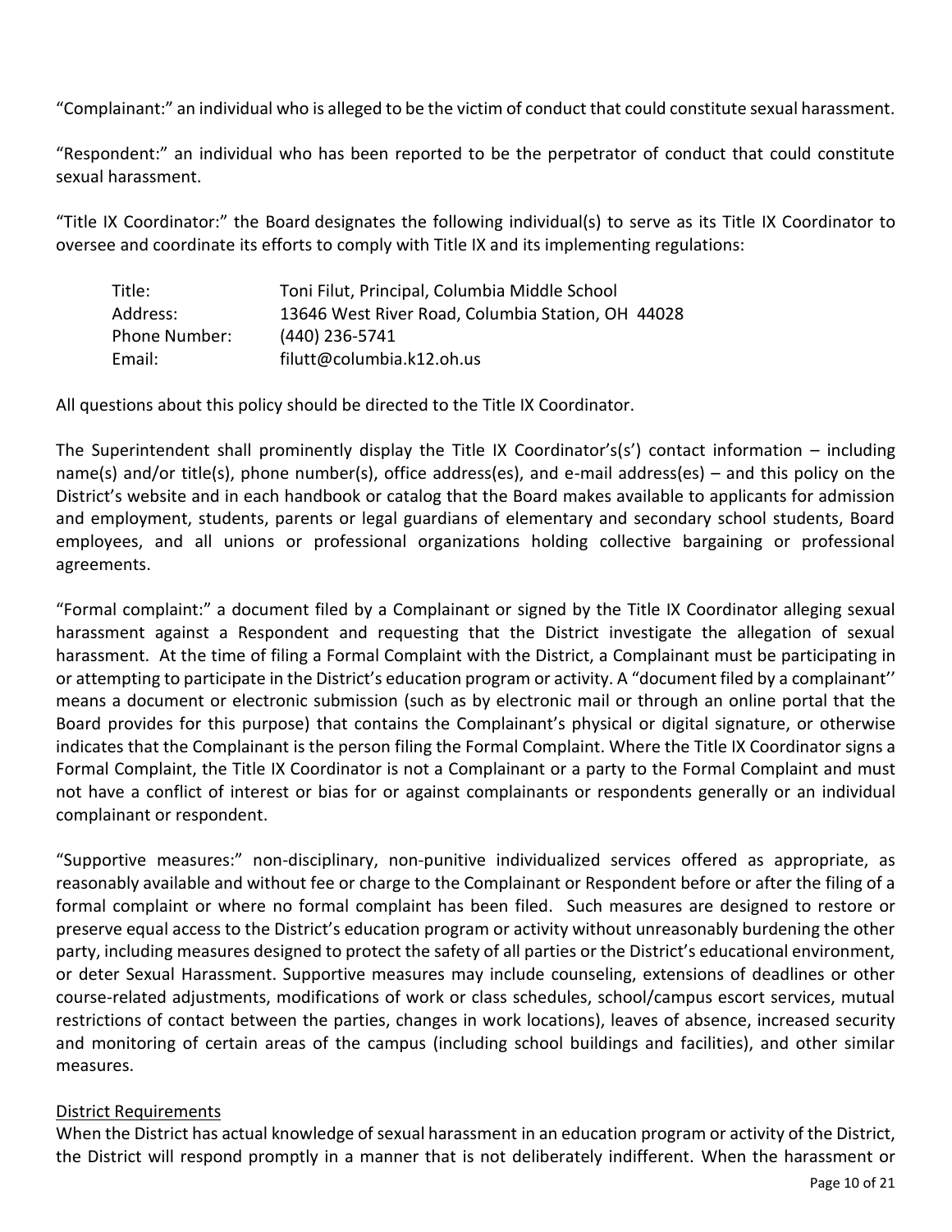"Complainant:" an individual who is alleged to be the victim of conduct that could constitute sexual harassment.

"Respondent:" an individual who has been reported to be the perpetrator of conduct that could constitute sexual harassment.

"Title IX Coordinator:" the Board designates the following individual(s) to serve as its Title IX Coordinator to oversee and coordinate its efforts to comply with Title IX and its implementing regulations:

| | |
|---|---|
| Title: | Toni Filut, Principal, Columbia Middle School |
| Address: | 13646 West River Road, Columbia Station, OH 44028 |
| Phone Number: | (440) 236-5741 |
| Email: | filutt@columbia.k12.oh.us |

All questions about this policy should be directed to the Title IX Coordinator.

The Superintendent shall prominently display the Title IX Coordinator's(s') contact information – including name(s) and/or title(s), phone number(s), office address(es), and e-mail address(es) – and this policy on the District's website and in each handbook or catalog that the Board makes available to applicants for admission and employment, students, parents or legal guardians of elementary and secondary school students, Board employees, and all unions or professional organizations holding collective bargaining or professional agreements.

"Formal complaint:" a document filed by a Complainant or signed by the Title IX Coordinator alleging sexual harassment against a Respondent and requesting that the District investigate the allegation of sexual harassment. At the time of filing a Formal Complaint with the District, a Complainant must be participating in or attempting to participate in the District's education program or activity. A "document filed by a complainant'' means a document or electronic submission (such as by electronic mail or through an online portal that the Board provides for this purpose) that contains the Complainant's physical or digital signature, or otherwise indicates that the Complainant is the person filing the Formal Complaint. Where the Title IX Coordinator signs a Formal Complaint, the Title IX Coordinator is not a Complainant or a party to the Formal Complaint and must not have a conflict of interest or bias for or against complainants or respondents generally or an individual complainant or respondent.

"Supportive measures:" non-disciplinary, non-punitive individualized services offered as appropriate, as reasonably available and without fee or charge to the Complainant or Respondent before or after the filing of a formal complaint or where no formal complaint has been filed. Such measures are designed to restore or preserve equal access to the District's education program or activity without unreasonably burdening the other party, including measures designed to protect the safety of all parties or the District's educational environment, or deter Sexual Harassment. Supportive measures may include counseling, extensions of deadlines or other course-related adjustments, modifications of work or class schedules, school/campus escort services, mutual restrictions of contact between the parties, changes in work locations), leaves of absence, increased security and monitoring of certain areas of the campus (including school buildings and facilities), and other similar measures.

District Requirements

When the District has actual knowledge of sexual harassment in an education program or activity of the District, the District will respond promptly in a manner that is not deliberately indifferent. When the harassment or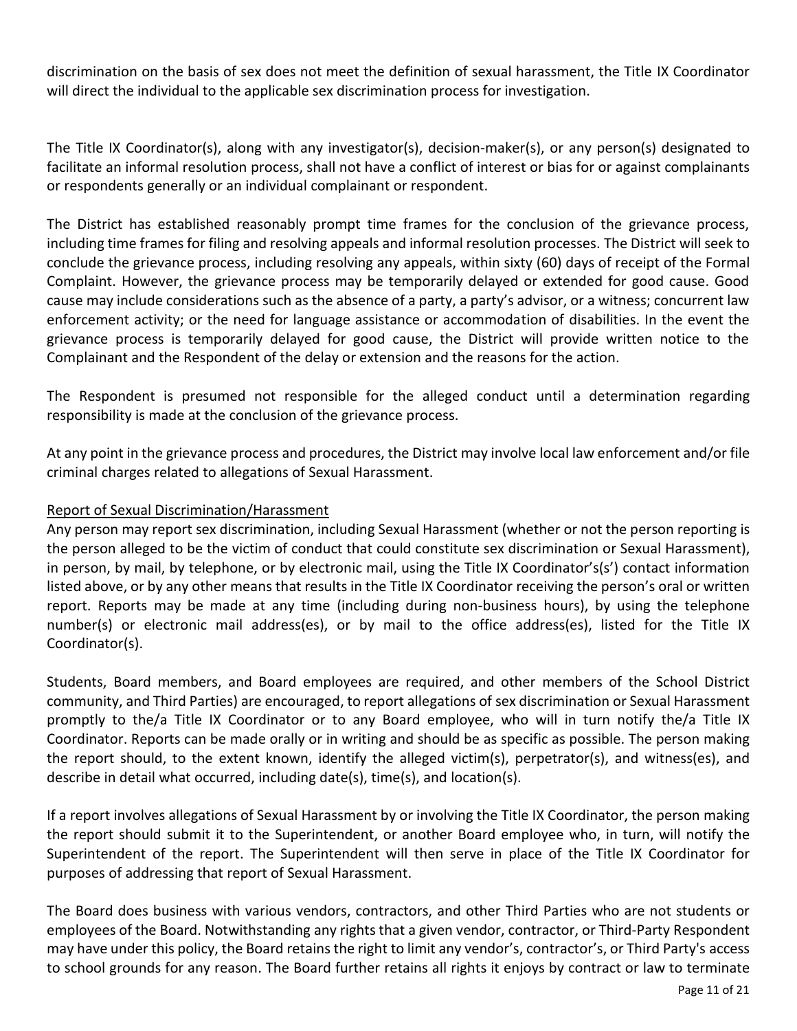discrimination on the basis of sex does not meet the definition of sexual harassment, the Title IX Coordinator will direct the individual to the applicable sex discrimination process for investigation.

The Title IX Coordinator(s), along with any investigator(s), decision-maker(s), or any person(s) designated to facilitate an informal resolution process, shall not have a conflict of interest or bias for or against complainants or respondents generally or an individual complainant or respondent.

The District has established reasonably prompt time frames for the conclusion of the grievance process, including time frames for filing and resolving appeals and informal resolution processes. The District will seek to conclude the grievance process, including resolving any appeals, within sixty (60) days of receipt of the Formal Complaint. However, the grievance process may be temporarily delayed or extended for good cause. Good cause may include considerations such as the absence of a party, a party's advisor, or a witness; concurrent law enforcement activity; or the need for language assistance or accommodation of disabilities. In the event the grievance process is temporarily delayed for good cause, the District will provide written notice to the Complainant and the Respondent of the delay or extension and the reasons for the action.

The Respondent is presumed not responsible for the alleged conduct until a determination regarding responsibility is made at the conclusion of the grievance process.

At any point in the grievance process and procedures, the District may involve local law enforcement and/or file criminal charges related to allegations of Sexual Harassment.

Report of Sexual Discrimination/Harassment

Any person may report sex discrimination, including Sexual Harassment (whether or not the person reporting is the person alleged to be the victim of conduct that could constitute sex discrimination or Sexual Harassment), in person, by mail, by telephone, or by electronic mail, using the Title IX Coordinator's(s') contact information listed above, or by any other means that results in the Title IX Coordinator receiving the person's oral or written report. Reports may be made at any time (including during non-business hours), by using the telephone number(s) or electronic mail address(es), or by mail to the office address(es), listed for the Title IX Coordinator(s).

Students, Board members, and Board employees are required, and other members of the School District community, and Third Parties) are encouraged, to report allegations of sex discrimination or Sexual Harassment promptly to the/a Title IX Coordinator or to any Board employee, who will in turn notify the/a Title IX Coordinator. Reports can be made orally or in writing and should be as specific as possible. The person making the report should, to the extent known, identify the alleged victim(s), perpetrator(s), and witness(es), and describe in detail what occurred, including date(s), time(s), and location(s).

If a report involves allegations of Sexual Harassment by or involving the Title IX Coordinator, the person making the report should submit it to the Superintendent, or another Board employee who, in turn, will notify the Superintendent of the report. The Superintendent will then serve in place of the Title IX Coordinator for purposes of addressing that report of Sexual Harassment.

The Board does business with various vendors, contractors, and other Third Parties who are not students or employees of the Board. Notwithstanding any rights that a given vendor, contractor, or Third-Party Respondent may have under this policy, the Board retains the right to limit any vendor's, contractor's, or Third Party's access to school grounds for any reason. The Board further retains all rights it enjoys by contract or law to terminate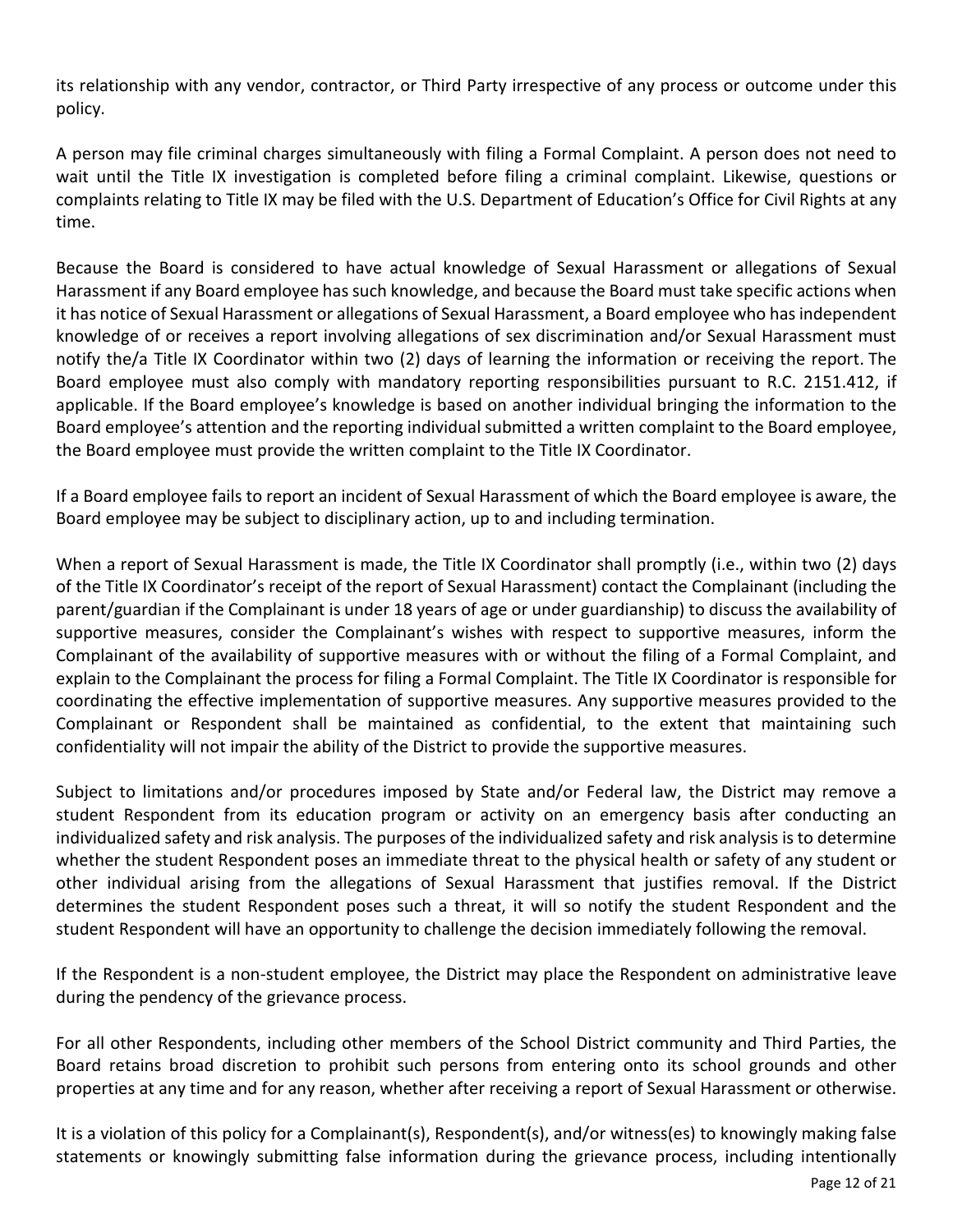its relationship with any vendor, contractor, or Third Party irrespective of any process or outcome under this policy.

A person may file criminal charges simultaneously with filing a Formal Complaint. A person does not need to wait until the Title IX investigation is completed before filing a criminal complaint. Likewise, questions or complaints relating to Title IX may be filed with the U.S. Department of Education's Office for Civil Rights at any time.

Because the Board is considered to have actual knowledge of Sexual Harassment or allegations of Sexual Harassment if any Board employee has such knowledge, and because the Board must take specific actions when it has notice of Sexual Harassment or allegations of Sexual Harassment, a Board employee who has independent knowledge of or receives a report involving allegations of sex discrimination and/or Sexual Harassment must notify the/a Title IX Coordinator within two (2) days of learning the information or receiving the report. The Board employee must also comply with mandatory reporting responsibilities pursuant to R.C. 2151.412, if applicable. If the Board employee's knowledge is based on another individual bringing the information to the Board employee's attention and the reporting individual submitted a written complaint to the Board employee, the Board employee must provide the written complaint to the Title IX Coordinator.

If a Board employee fails to report an incident of Sexual Harassment of which the Board employee is aware, the Board employee may be subject to disciplinary action, up to and including termination.

When a report of Sexual Harassment is made, the Title IX Coordinator shall promptly (i.e., within two (2) days of the Title IX Coordinator's receipt of the report of Sexual Harassment) contact the Complainant (including the parent/guardian if the Complainant is under 18 years of age or under guardianship) to discuss the availability of supportive measures, consider the Complainant's wishes with respect to supportive measures, inform the Complainant of the availability of supportive measures with or without the filing of a Formal Complaint, and explain to the Complainant the process for filing a Formal Complaint. The Title IX Coordinator is responsible for coordinating the effective implementation of supportive measures. Any supportive measures provided to the Complainant or Respondent shall be maintained as confidential, to the extent that maintaining such confidentiality will not impair the ability of the District to provide the supportive measures.

Subject to limitations and/or procedures imposed by State and/or Federal law, the District may remove a student Respondent from its education program or activity on an emergency basis after conducting an individualized safety and risk analysis. The purposes of the individualized safety and risk analysis is to determine whether the student Respondent poses an immediate threat to the physical health or safety of any student or other individual arising from the allegations of Sexual Harassment that justifies removal. If the District determines the student Respondent poses such a threat, it will so notify the student Respondent and the student Respondent will have an opportunity to challenge the decision immediately following the removal.

If the Respondent is a non-student employee, the District may place the Respondent on administrative leave during the pendency of the grievance process.

For all other Respondents, including other members of the School District community and Third Parties, the Board retains broad discretion to prohibit such persons from entering onto its school grounds and other properties at any time and for any reason, whether after receiving a report of Sexual Harassment or otherwise.

It is a violation of this policy for a Complainant(s), Respondent(s), and/or witness(es) to knowingly making false statements or knowingly submitting false information during the grievance process, including intentionally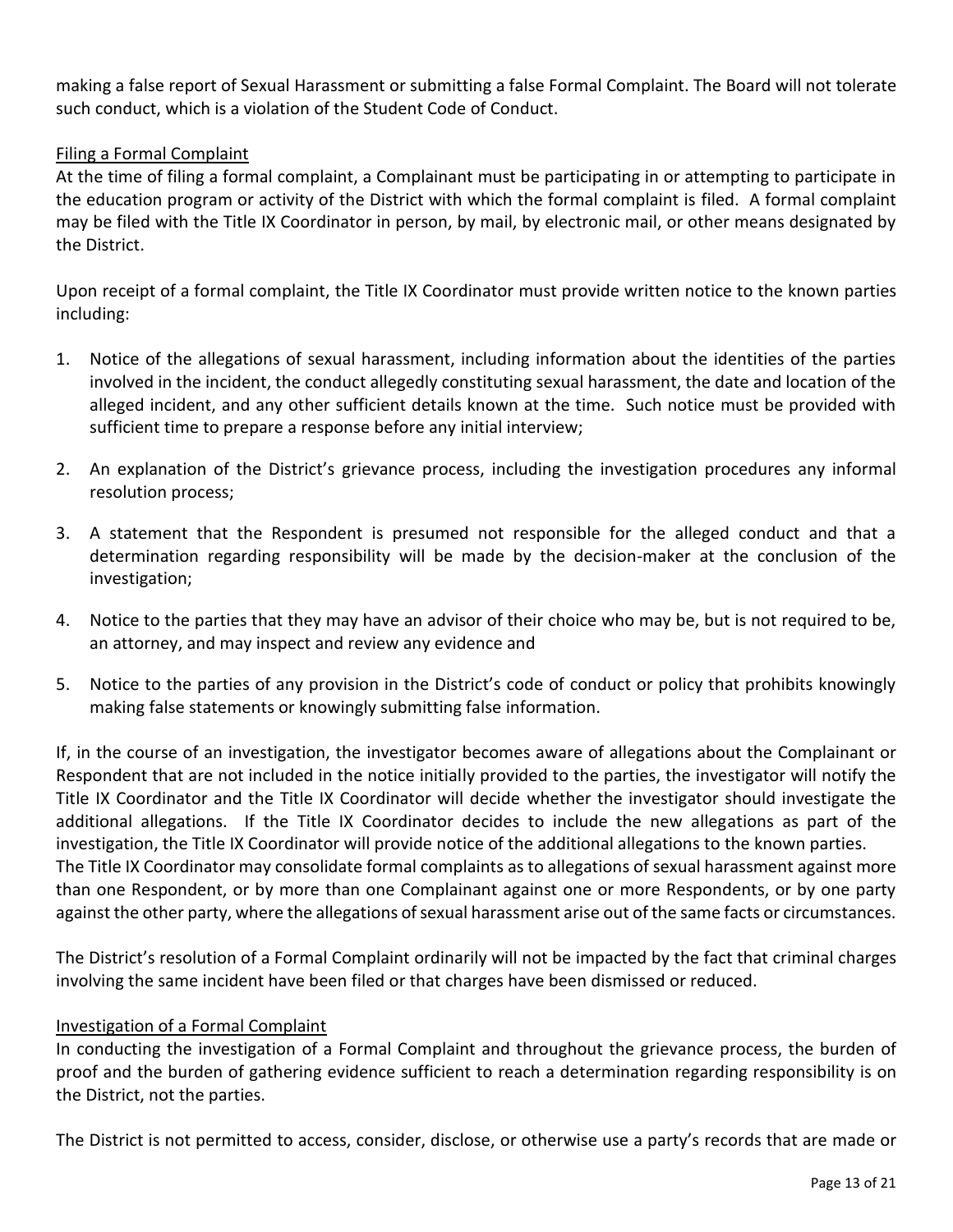making a false report of Sexual Harassment or submitting a false Formal Complaint. The Board will not tolerate such conduct, which is a violation of the Student Code of Conduct.

### Filing a Formal Complaint

At the time of filing a formal complaint, a Complainant must be participating in or attempting to participate in the education program or activity of the District with which the formal complaint is filed. A formal complaint may be filed with the Title IX Coordinator in person, by mail, by electronic mail, or other means designated by the District.

Upon receipt of a formal complaint, the Title IX Coordinator must provide written notice to the known parties including:

1. Notice of the allegations of sexual harassment, including information about the identities of the parties involved in the incident, the conduct allegedly constituting sexual harassment, the date and location of the alleged incident, and any other sufficient details known at the time. Such notice must be provided with sufficient time to prepare a response before any initial interview;

2. An explanation of the District's grievance process, including the investigation procedures any informal resolution process;

3. A statement that the Respondent is presumed not responsible for the alleged conduct and that a determination regarding responsibility will be made by the decision-maker at the conclusion of the investigation;

4. Notice to the parties that they may have an advisor of their choice who may be, but is not required to be, an attorney, and may inspect and review any evidence and

5. Notice to the parties of any provision in the District's code of conduct or policy that prohibits knowingly making false statements or knowingly submitting false information.

If, in the course of an investigation, the investigator becomes aware of allegations about the Complainant or Respondent that are not included in the notice initially provided to the parties, the investigator will notify the Title IX Coordinator and the Title IX Coordinator will decide whether the investigator should investigate the additional allegations. If the Title IX Coordinator decides to include the new allegations as part of the investigation, the Title IX Coordinator will provide notice of the additional allegations to the known parties.
The Title IX Coordinator may consolidate formal complaints as to allegations of sexual harassment against more than one Respondent, or by more than one Complainant against one or more Respondents, or by one party against the other party, where the allegations of sexual harassment arise out of the same facts or circumstances.

The District's resolution of a Formal Complaint ordinarily will not be impacted by the fact that criminal charges involving the same incident have been filed or that charges have been dismissed or reduced.

### Investigation of a Formal Complaint

In conducting the investigation of a Formal Complaint and throughout the grievance process, the burden of proof and the burden of gathering evidence sufficient to reach a determination regarding responsibility is on the District, not the parties.

The District is not permitted to access, consider, disclose, or otherwise use a party's records that are made or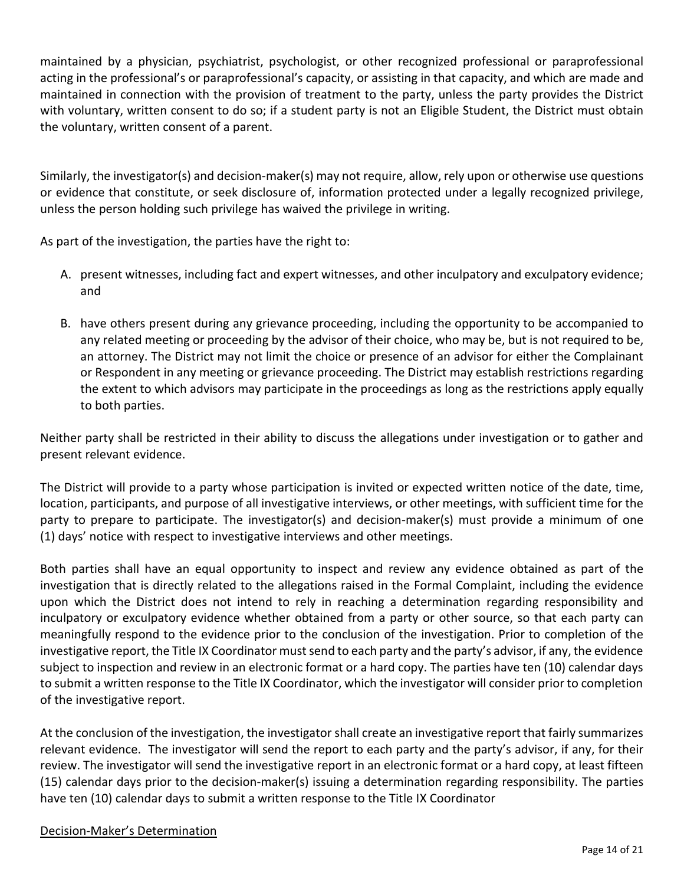maintained by a physician, psychiatrist, psychologist, or other recognized professional or paraprofessional acting in the professional's or paraprofessional's capacity, or assisting in that capacity, and which are made and maintained in connection with the provision of treatment to the party, unless the party provides the District with voluntary, written consent to do so; if a student party is not an Eligible Student, the District must obtain the voluntary, written consent of a parent.

Similarly, the investigator(s) and decision-maker(s) may not require, allow, rely upon or otherwise use questions or evidence that constitute, or seek disclosure of, information protected under a legally recognized privilege, unless the person holding such privilege has waived the privilege in writing.

As part of the investigation, the parties have the right to:

A. present witnesses, including fact and expert witnesses, and other inculpatory and exculpatory evidence; and

B. have others present during any grievance proceeding, including the opportunity to be accompanied to any related meeting or proceeding by the advisor of their choice, who may be, but is not required to be, an attorney. The District may not limit the choice or presence of an advisor for either the Complainant or Respondent in any meeting or grievance proceeding. The District may establish restrictions regarding the extent to which advisors may participate in the proceedings as long as the restrictions apply equally to both parties.

Neither party shall be restricted in their ability to discuss the allegations under investigation or to gather and present relevant evidence.

The District will provide to a party whose participation is invited or expected written notice of the date, time, location, participants, and purpose of all investigative interviews, or other meetings, with sufficient time for the party to prepare to participate. The investigator(s) and decision-maker(s) must provide a minimum of one (1) days' notice with respect to investigative interviews and other meetings.

Both parties shall have an equal opportunity to inspect and review any evidence obtained as part of the investigation that is directly related to the allegations raised in the Formal Complaint, including the evidence upon which the District does not intend to rely in reaching a determination regarding responsibility and inculpatory or exculpatory evidence whether obtained from a party or other source, so that each party can meaningfully respond to the evidence prior to the conclusion of the investigation. Prior to completion of the investigative report, the Title IX Coordinator must send to each party and the party's advisor, if any, the evidence subject to inspection and review in an electronic format or a hard copy. The parties have ten (10) calendar days to submit a written response to the Title IX Coordinator, which the investigator will consider prior to completion of the investigative report.

At the conclusion of the investigation, the investigator shall create an investigative report that fairly summarizes relevant evidence. The investigator will send the report to each party and the party's advisor, if any, for their review. The investigator will send the investigative report in an electronic format or a hard copy, at least fifteen (15) calendar days prior to the decision-maker(s) issuing a determination regarding responsibility. The parties have ten (10) calendar days to submit a written response to the Title IX Coordinator

<u>Decision-Maker's Determination</u>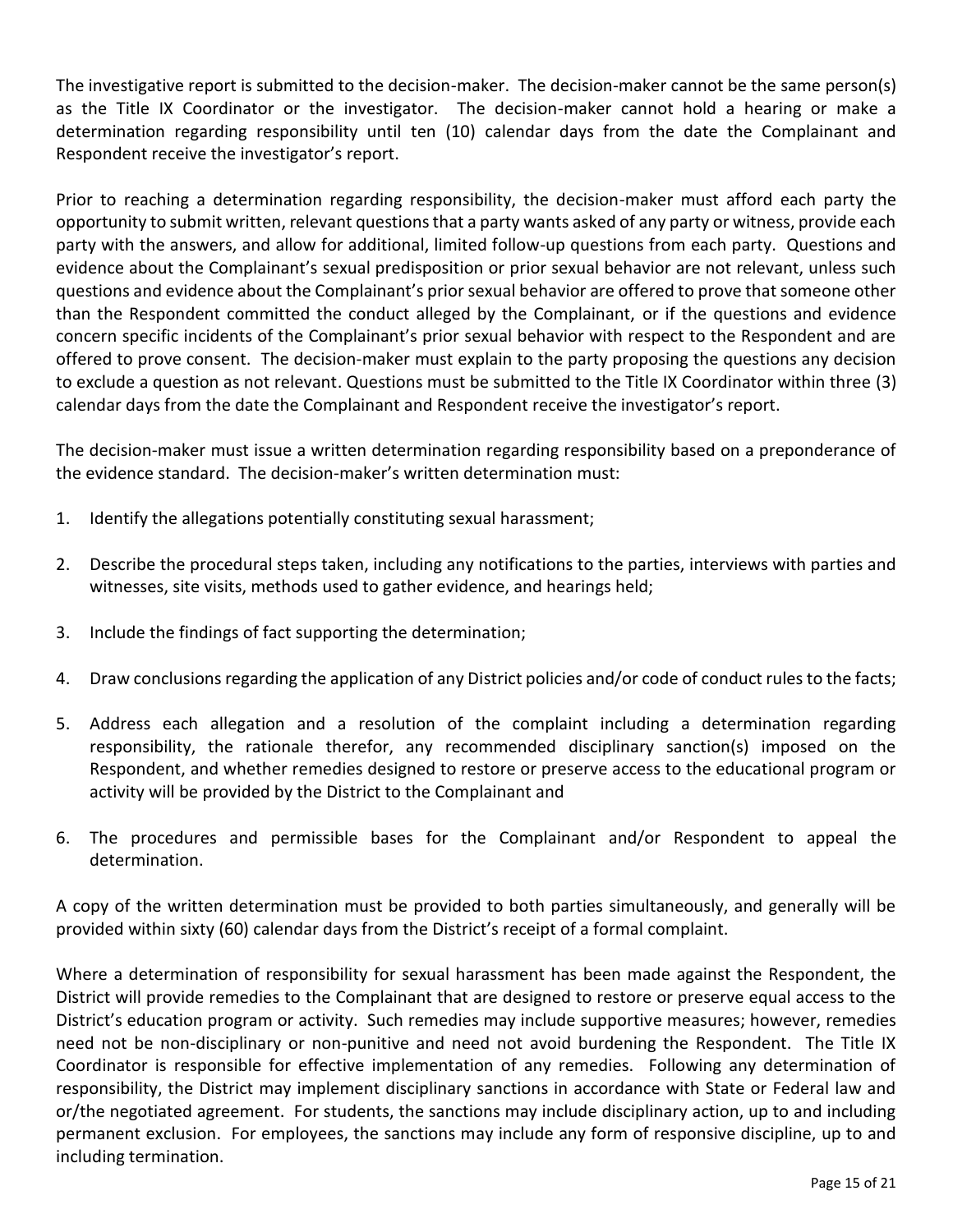The investigative report is submitted to the decision-maker. The decision-maker cannot be the same person(s) as the Title IX Coordinator or the investigator. The decision-maker cannot hold a hearing or make a determination regarding responsibility until ten (10) calendar days from the date the Complainant and Respondent receive the investigator's report.

Prior to reaching a determination regarding responsibility, the decision-maker must afford each party the opportunity to submit written, relevant questions that a party wants asked of any party or witness, provide each party with the answers, and allow for additional, limited follow-up questions from each party. Questions and evidence about the Complainant's sexual predisposition or prior sexual behavior are not relevant, unless such questions and evidence about the Complainant's prior sexual behavior are offered to prove that someone other than the Respondent committed the conduct alleged by the Complainant, or if the questions and evidence concern specific incidents of the Complainant's prior sexual behavior with respect to the Respondent and are offered to prove consent. The decision-maker must explain to the party proposing the questions any decision to exclude a question as not relevant. Questions must be submitted to the Title IX Coordinator within three (3) calendar days from the date the Complainant and Respondent receive the investigator's report.

The decision-maker must issue a written determination regarding responsibility based on a preponderance of the evidence standard. The decision-maker's written determination must:

1. Identify the allegations potentially constituting sexual harassment;

2. Describe the procedural steps taken, including any notifications to the parties, interviews with parties and witnesses, site visits, methods used to gather evidence, and hearings held;

3. Include the findings of fact supporting the determination;

4. Draw conclusions regarding the application of any District policies and/or code of conduct rules to the facts;

5. Address each allegation and a resolution of the complaint including a determination regarding responsibility, the rationale therefor, any recommended disciplinary sanction(s) imposed on the Respondent, and whether remedies designed to restore or preserve access to the educational program or activity will be provided by the District to the Complainant and

6. The procedures and permissible bases for the Complainant and/or Respondent to appeal the determination.

A copy of the written determination must be provided to both parties simultaneously, and generally will be provided within sixty (60) calendar days from the District's receipt of a formal complaint.

Where a determination of responsibility for sexual harassment has been made against the Respondent, the District will provide remedies to the Complainant that are designed to restore or preserve equal access to the District's education program or activity. Such remedies may include supportive measures; however, remedies need not be non-disciplinary or non-punitive and need not avoid burdening the Respondent. The Title IX Coordinator is responsible for effective implementation of any remedies. Following any determination of responsibility, the District may implement disciplinary sanctions in accordance with State or Federal law and or/the negotiated agreement. For students, the sanctions may include disciplinary action, up to and including permanent exclusion. For employees, the sanctions may include any form of responsive discipline, up to and including termination.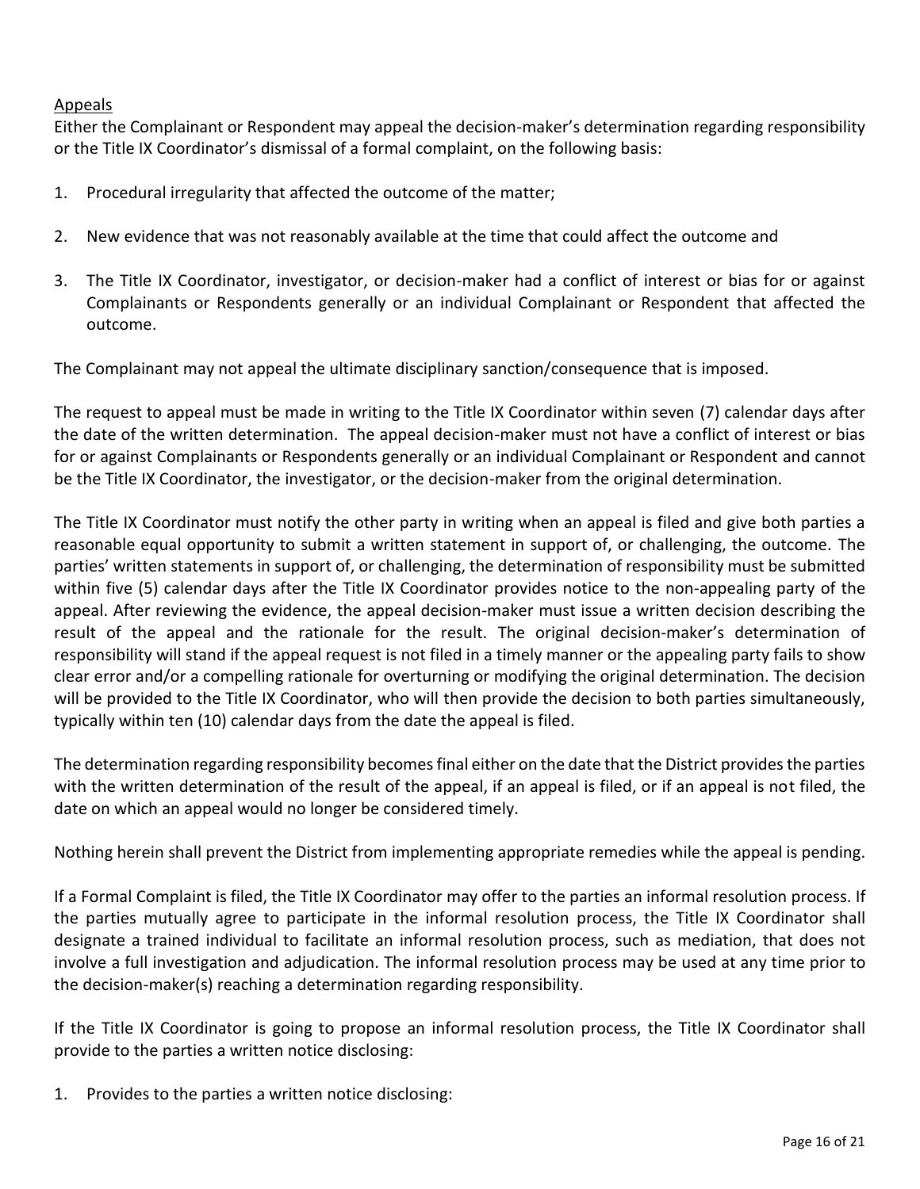Appeals

Either the Complainant or Respondent may appeal the decision-maker's determination regarding responsibility or the Title IX Coordinator's dismissal of a formal complaint, on the following basis:

1. Procedural irregularity that affected the outcome of the matter;

2. New evidence that was not reasonably available at the time that could affect the outcome and

3. The Title IX Coordinator, investigator, or decision-maker had a conflict of interest or bias for or against Complainants or Respondents generally or an individual Complainant or Respondent that affected the outcome.

The Complainant may not appeal the ultimate disciplinary sanction/consequence that is imposed.

The request to appeal must be made in writing to the Title IX Coordinator within seven (7) calendar days after the date of the written determination. The appeal decision-maker must not have a conflict of interest or bias for or against Complainants or Respondents generally or an individual Complainant or Respondent and cannot be the Title IX Coordinator, the investigator, or the decision-maker from the original determination.

The Title IX Coordinator must notify the other party in writing when an appeal is filed and give both parties a reasonable equal opportunity to submit a written statement in support of, or challenging, the outcome. The parties' written statements in support of, or challenging, the determination of responsibility must be submitted within five (5) calendar days after the Title IX Coordinator provides notice to the non-appealing party of the appeal. After reviewing the evidence, the appeal decision-maker must issue a written decision describing the result of the appeal and the rationale for the result. The original decision-maker's determination of responsibility will stand if the appeal request is not filed in a timely manner or the appealing party fails to show clear error and/or a compelling rationale for overturning or modifying the original determination. The decision will be provided to the Title IX Coordinator, who will then provide the decision to both parties simultaneously, typically within ten (10) calendar days from the date the appeal is filed.

The determination regarding responsibility becomes final either on the date that the District provides the parties with the written determination of the result of the appeal, if an appeal is filed, or if an appeal is not filed, the date on which an appeal would no longer be considered timely.

Nothing herein shall prevent the District from implementing appropriate remedies while the appeal is pending.

If a Formal Complaint is filed, the Title IX Coordinator may offer to the parties an informal resolution process. If the parties mutually agree to participate in the informal resolution process, the Title IX Coordinator shall designate a trained individual to facilitate an informal resolution process, such as mediation, that does not involve a full investigation and adjudication. The informal resolution process may be used at any time prior to the decision-maker(s) reaching a determination regarding responsibility.

If the Title IX Coordinator is going to propose an informal resolution process, the Title IX Coordinator shall provide to the parties a written notice disclosing:

1. Provides to the parties a written notice disclosing: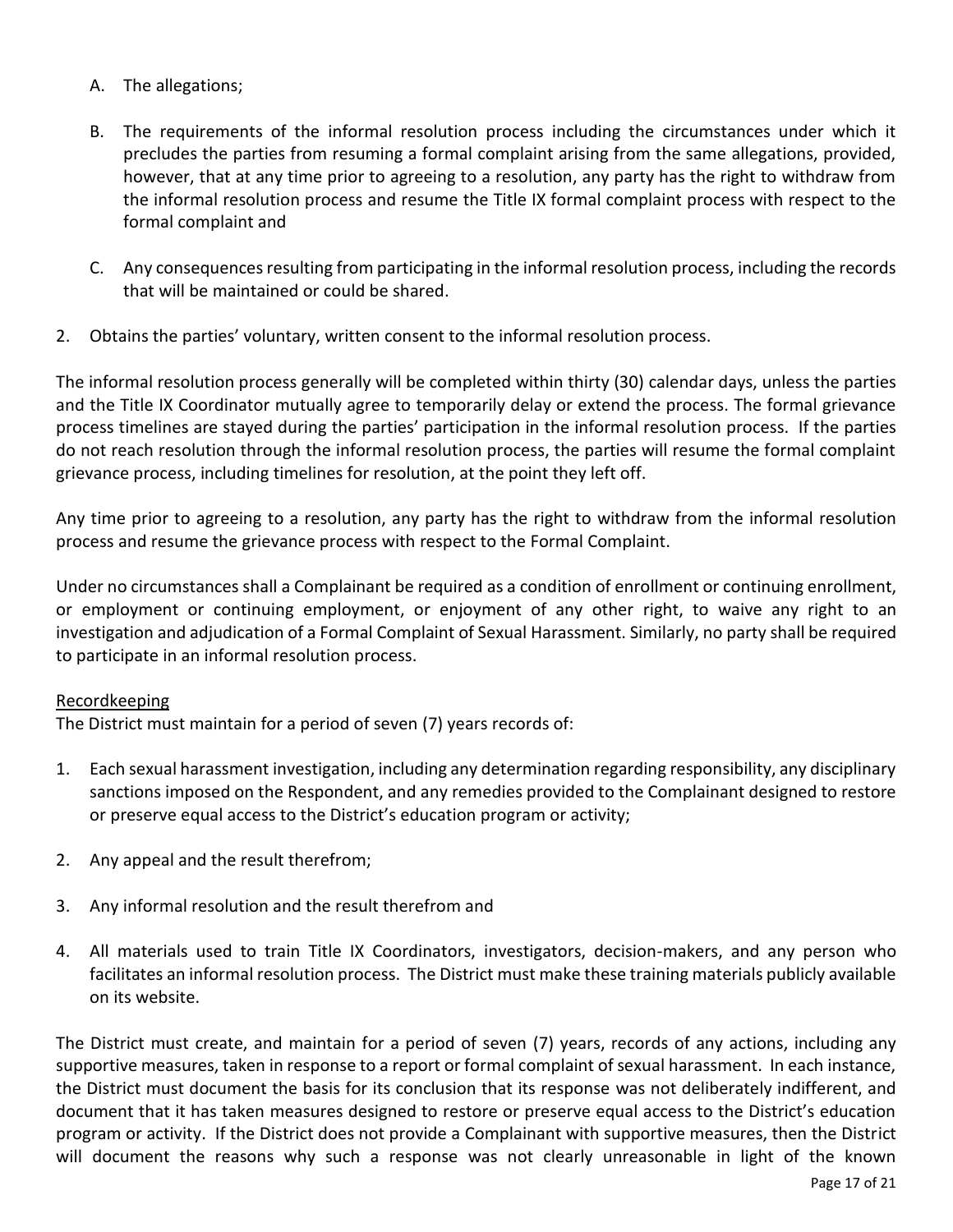A. The allegations;

B. The requirements of the informal resolution process including the circumstances under which it precludes the parties from resuming a formal complaint arising from the same allegations, provided, however, that at any time prior to agreeing to a resolution, any party has the right to withdraw from the informal resolution process and resume the Title IX formal complaint process with respect to the formal complaint and

C. Any consequences resulting from participating in the informal resolution process, including the records that will be maintained or could be shared.

2. Obtains the parties' voluntary, written consent to the informal resolution process.

The informal resolution process generally will be completed within thirty (30) calendar days, unless the parties and the Title IX Coordinator mutually agree to temporarily delay or extend the process. The formal grievance process timelines are stayed during the parties' participation in the informal resolution process. If the parties do not reach resolution through the informal resolution process, the parties will resume the formal complaint grievance process, including timelines for resolution, at the point they left off.

Any time prior to agreeing to a resolution, any party has the right to withdraw from the informal resolution process and resume the grievance process with respect to the Formal Complaint.

Under no circumstances shall a Complainant be required as a condition of enrollment or continuing enrollment, or employment or continuing employment, or enjoyment of any other right, to waive any right to an investigation and adjudication of a Formal Complaint of Sexual Harassment. Similarly, no party shall be required to participate in an informal resolution process.

<u>Recordkeeping</u>

The District must maintain for a period of seven (7) years records of:

1. Each sexual harassment investigation, including any determination regarding responsibility, any disciplinary sanctions imposed on the Respondent, and any remedies provided to the Complainant designed to restore or preserve equal access to the District's education program or activity;

2. Any appeal and the result therefrom;

3. Any informal resolution and the result therefrom and

4. All materials used to train Title IX Coordinators, investigators, decision-makers, and any person who facilitates an informal resolution process. The District must make these training materials publicly available on its website.

The District must create, and maintain for a period of seven (7) years, records of any actions, including any supportive measures, taken in response to a report or formal complaint of sexual harassment. In each instance, the District must document the basis for its conclusion that its response was not deliberately indifferent, and document that it has taken measures designed to restore or preserve equal access to the District's education program or activity. If the District does not provide a Complainant with supportive measures, then the District will document the reasons why such a response was not clearly unreasonable in light of the known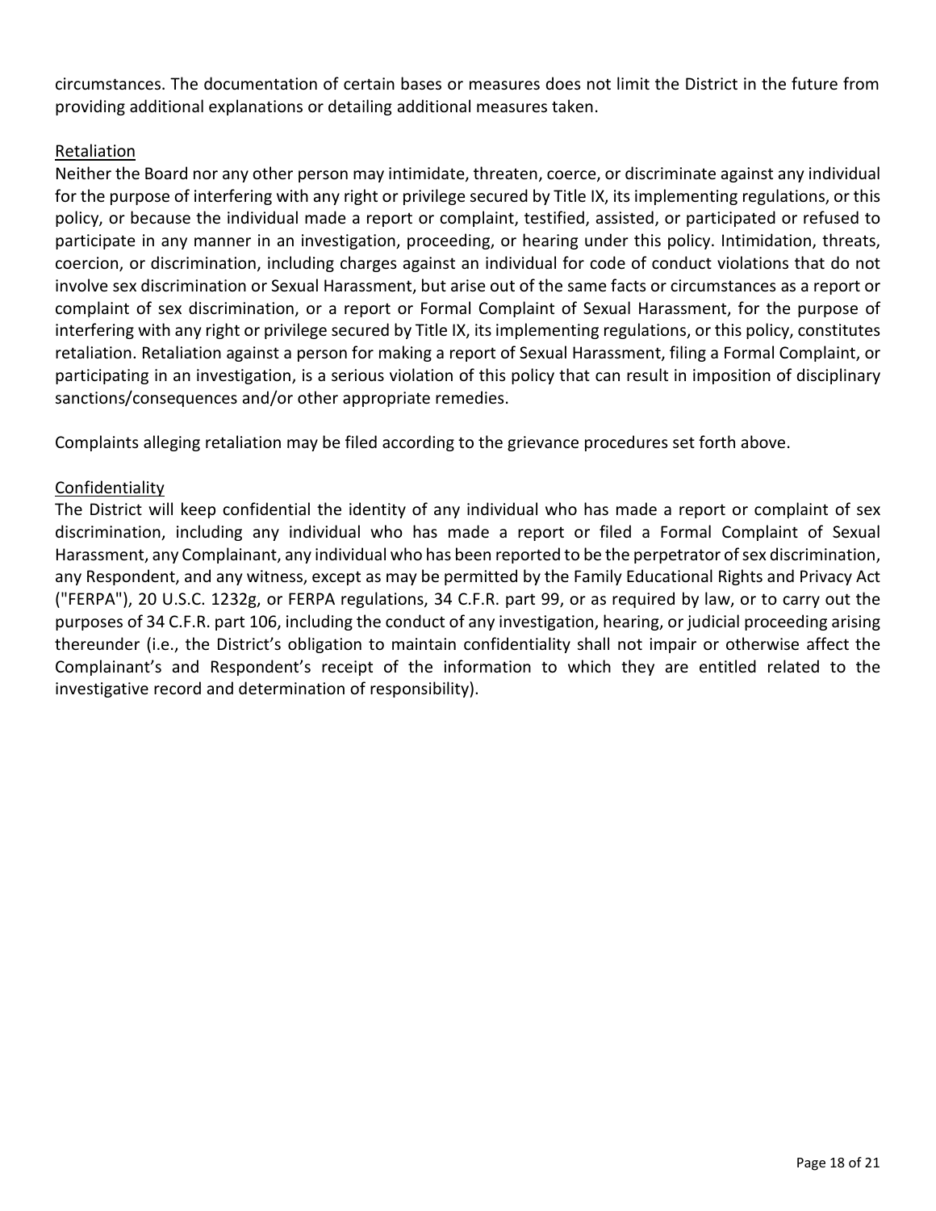circumstances. The documentation of certain bases or measures does not limit the District in the future from providing additional explanations or detailing additional measures taken.

<u>Retaliation</u>

Neither the Board nor any other person may intimidate, threaten, coerce, or discriminate against any individual for the purpose of interfering with any right or privilege secured by Title IX, its implementing regulations, or this policy, or because the individual made a report or complaint, testified, assisted, or participated or refused to participate in any manner in an investigation, proceeding, or hearing under this policy. Intimidation, threats, coercion, or discrimination, including charges against an individual for code of conduct violations that do not involve sex discrimination or Sexual Harassment, but arise out of the same facts or circumstances as a report or complaint of sex discrimination, or a report or Formal Complaint of Sexual Harassment, for the purpose of interfering with any right or privilege secured by Title IX, its implementing regulations, or this policy, constitutes retaliation. Retaliation against a person for making a report of Sexual Harassment, filing a Formal Complaint, or participating in an investigation, is a serious violation of this policy that can result in imposition of disciplinary sanctions/consequences and/or other appropriate remedies.

Complaints alleging retaliation may be filed according to the grievance procedures set forth above.

<u>Confidentiality</u>

The District will keep confidential the identity of any individual who has made a report or complaint of sex discrimination, including any individual who has made a report or filed a Formal Complaint of Sexual Harassment, any Complainant, any individual who has been reported to be the perpetrator of sex discrimination, any Respondent, and any witness, except as may be permitted by the Family Educational Rights and Privacy Act ("FERPA"), 20 U.S.C. 1232g, or FERPA regulations, 34 C.F.R. part 99, or as required by law, or to carry out the purposes of 34 C.F.R. part 106, including the conduct of any investigation, hearing, or judicial proceeding arising thereunder (i.e., the District's obligation to maintain confidentiality shall not impair or otherwise affect the Complainant's and Respondent's receipt of the information to which they are entitled related to the investigative record and determination of responsibility).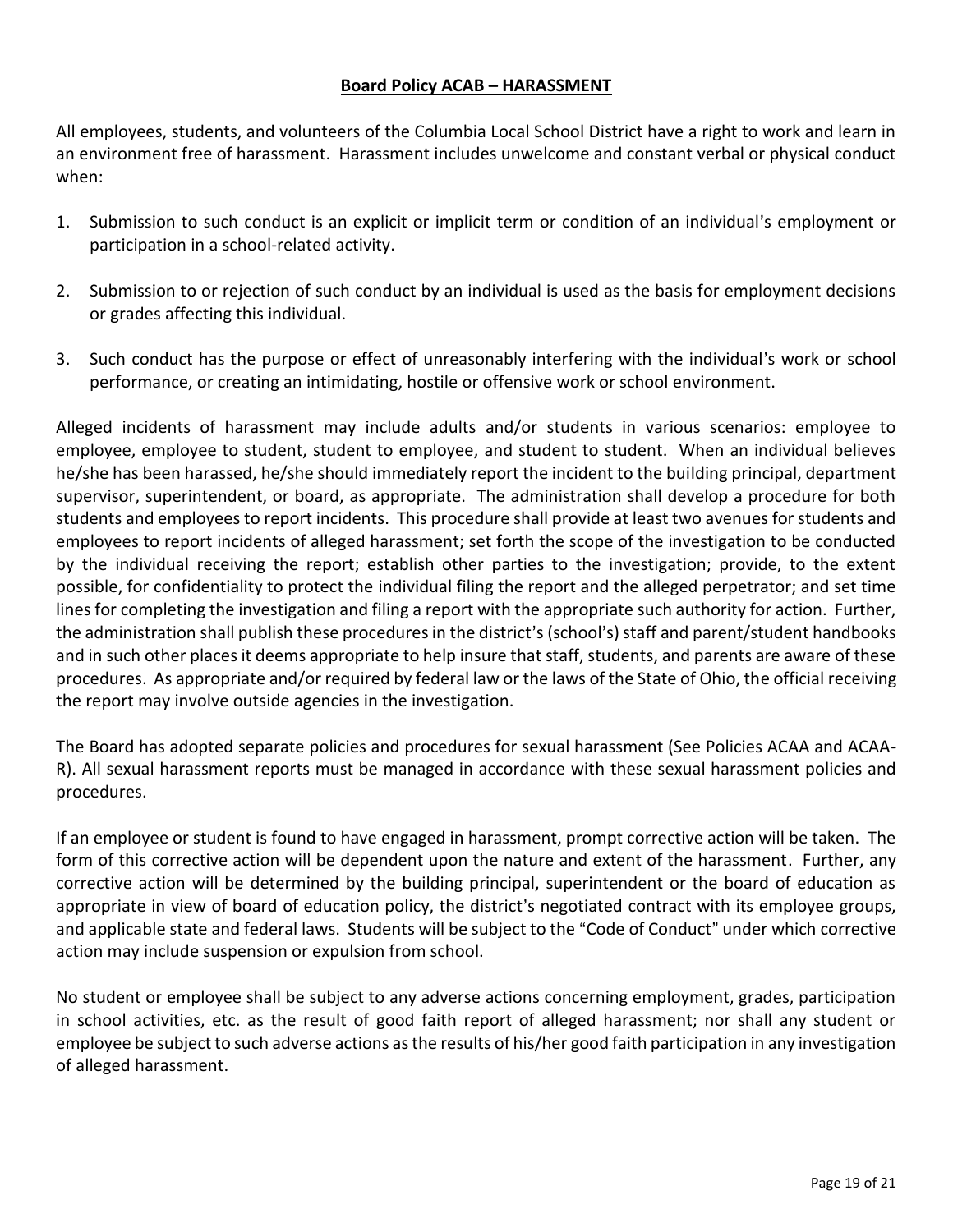## **Board Policy ACAB – HARASSMENT**

All employees, students, and volunteers of the Columbia Local School District have a right to work and learn in an environment free of harassment. Harassment includes unwelcome and constant verbal or physical conduct when:

1. Submission to such conduct is an explicit or implicit term or condition of an individual's employment or participation in a school-related activity.
2. Submission to or rejection of such conduct by an individual is used as the basis for employment decisions or grades affecting this individual.
3. Such conduct has the purpose or effect of unreasonably interfering with the individual's work or school performance, or creating an intimidating, hostile or offensive work or school environment.

Alleged incidents of harassment may include adults and/or students in various scenarios: employee to employee, employee to student, student to employee, and student to student. When an individual believes he/she has been harassed, he/she should immediately report the incident to the building principal, department supervisor, superintendent, or board, as appropriate. The administration shall develop a procedure for both students and employees to report incidents. This procedure shall provide at least two avenues for students and employees to report incidents of alleged harassment; set forth the scope of the investigation to be conducted by the individual receiving the report; establish other parties to the investigation; provide, to the extent possible, for confidentiality to protect the individual filing the report and the alleged perpetrator; and set time lines for completing the investigation and filing a report with the appropriate such authority for action. Further, the administration shall publish these procedures in the district's (school's) staff and parent/student handbooks and in such other places it deems appropriate to help insure that staff, students, and parents are aware of these procedures. As appropriate and/or required by federal law or the laws of the State of Ohio, the official receiving the report may involve outside agencies in the investigation.

The Board has adopted separate policies and procedures for sexual harassment (See Policies ACAA and ACAA-R). All sexual harassment reports must be managed in accordance with these sexual harassment policies and procedures.

If an employee or student is found to have engaged in harassment, prompt corrective action will be taken. The form of this corrective action will be dependent upon the nature and extent of the harassment. Further, any corrective action will be determined by the building principal, superintendent or the board of education as appropriate in view of board of education policy, the district's negotiated contract with its employee groups, and applicable state and federal laws. Students will be subject to the "Code of Conduct" under which corrective action may include suspension or expulsion from school.

No student or employee shall be subject to any adverse actions concerning employment, grades, participation in school activities, etc. as the result of good faith report of alleged harassment; nor shall any student or employee be subject to such adverse actions as the results of his/her good faith participation in any investigation of alleged harassment.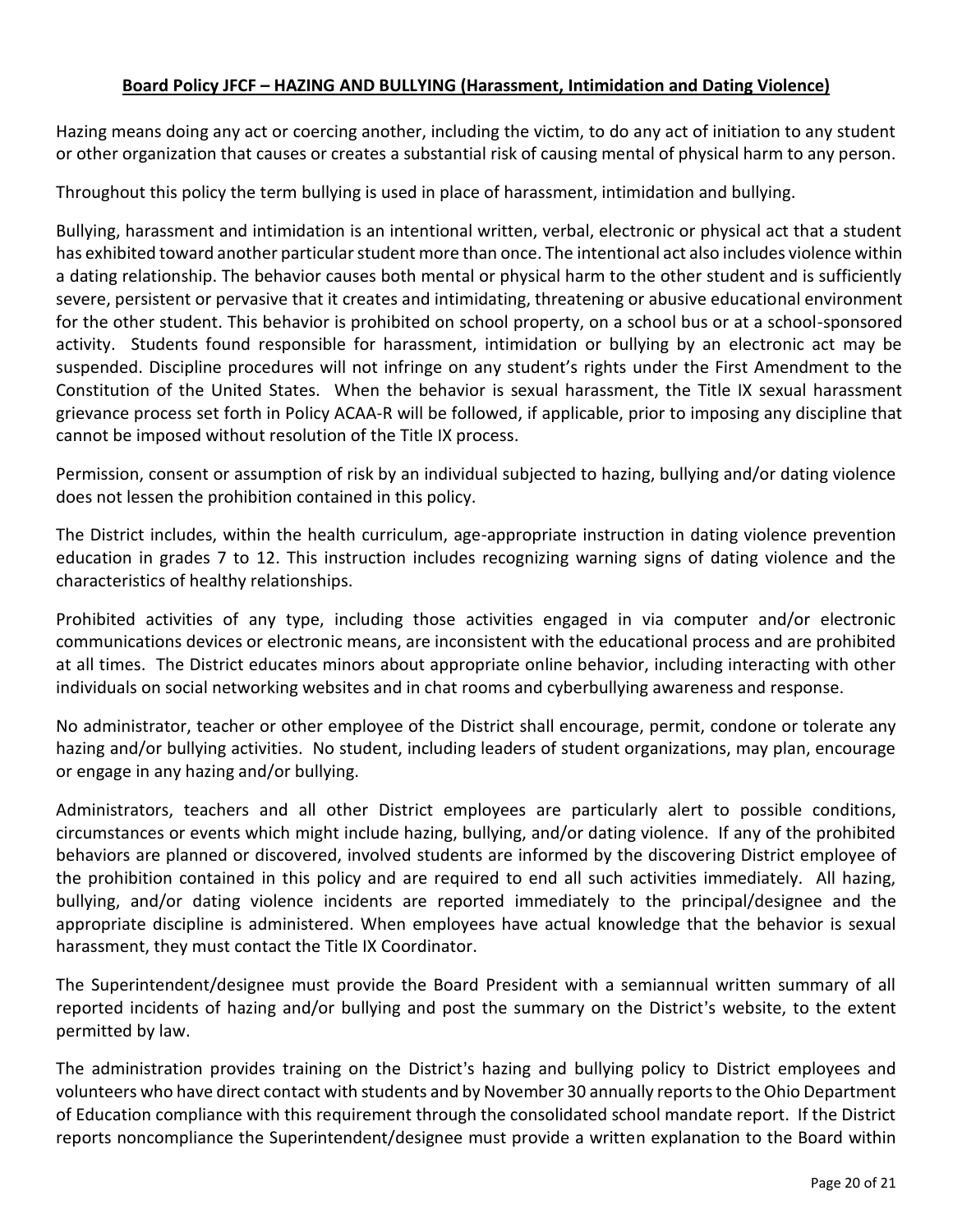**Board Policy JFCF – HAZING AND BULLYING (Harassment, Intimidation and Dating Violence)**

Hazing means doing any act or coercing another, including the victim, to do any act of initiation to any student or other organization that causes or creates a substantial risk of causing mental of physical harm to any person.

Throughout this policy the term bullying is used in place of harassment, intimidation and bullying.

Bullying, harassment and intimidation is an intentional written, verbal, electronic or physical act that a student has exhibited toward another particular student more than once. The intentional act also includes violence within a dating relationship. The behavior causes both mental or physical harm to the other student and is sufficiently severe, persistent or pervasive that it creates and intimidating, threatening or abusive educational environment for the other student. This behavior is prohibited on school property, on a school bus or at a school-sponsored activity. Students found responsible for harassment, intimidation or bullying by an electronic act may be suspended. Discipline procedures will not infringe on any student's rights under the First Amendment to the Constitution of the United States. When the behavior is sexual harassment, the Title IX sexual harassment grievance process set forth in Policy ACAA-R will be followed, if applicable, prior to imposing any discipline that cannot be imposed without resolution of the Title IX process.

Permission, consent or assumption of risk by an individual subjected to hazing, bullying and/or dating violence does not lessen the prohibition contained in this policy.

The District includes, within the health curriculum, age-appropriate instruction in dating violence prevention education in grades 7 to 12. This instruction includes recognizing warning signs of dating violence and the characteristics of healthy relationships.

Prohibited activities of any type, including those activities engaged in via computer and/or electronic communications devices or electronic means, are inconsistent with the educational process and are prohibited at all times. The District educates minors about appropriate online behavior, including interacting with other individuals on social networking websites and in chat rooms and cyberbullying awareness and response.

No administrator, teacher or other employee of the District shall encourage, permit, condone or tolerate any hazing and/or bullying activities. No student, including leaders of student organizations, may plan, encourage or engage in any hazing and/or bullying.

Administrators, teachers and all other District employees are particularly alert to possible conditions, circumstances or events which might include hazing, bullying, and/or dating violence. If any of the prohibited behaviors are planned or discovered, involved students are informed by the discovering District employee of the prohibition contained in this policy and are required to end all such activities immediately. All hazing, bullying, and/or dating violence incidents are reported immediately to the principal/designee and the appropriate discipline is administered. When employees have actual knowledge that the behavior is sexual harassment, they must contact the Title IX Coordinator.

The Superintendent/designee must provide the Board President with a semiannual written summary of all reported incidents of hazing and/or bullying and post the summary on the District's website, to the extent permitted by law.

The administration provides training on the District's hazing and bullying policy to District employees and volunteers who have direct contact with students and by November 30 annually reports to the Ohio Department of Education compliance with this requirement through the consolidated school mandate report. If the District reports noncompliance the Superintendent/designee must provide a written explanation to the Board within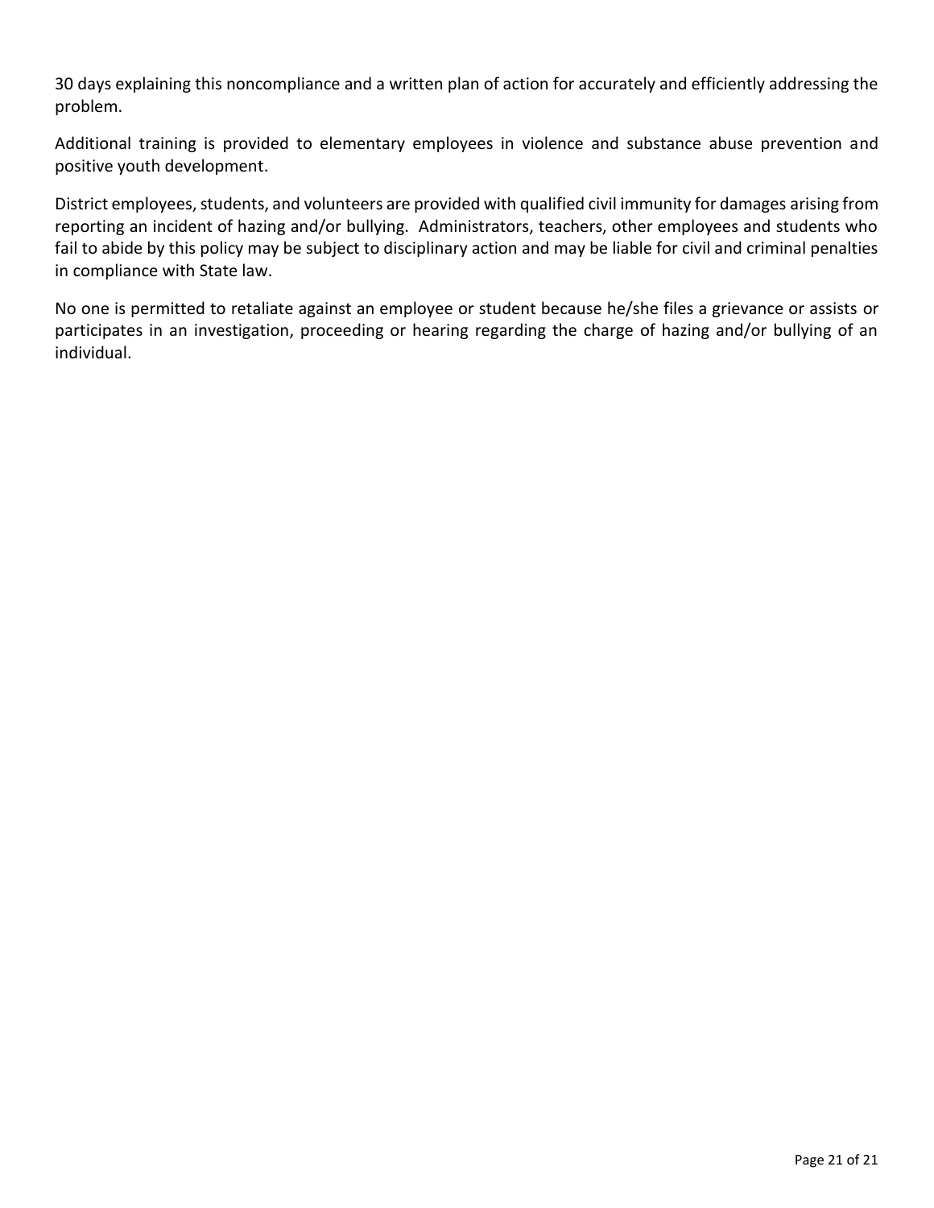30 days explaining this noncompliance and a written plan of action for accurately and efficiently addressing the problem.

Additional training is provided to elementary employees in violence and substance abuse prevention and positive youth development.

District employees, students, and volunteers are provided with qualified civil immunity for damages arising from reporting an incident of hazing and/or bullying. Administrators, teachers, other employees and students who fail to abide by this policy may be subject to disciplinary action and may be liable for civil and criminal penalties in compliance with State law.

No one is permitted to retaliate against an employee or student because he/she files a grievance or assists or participates in an investigation, proceeding or hearing regarding the charge of hazing and/or bullying of an individual.